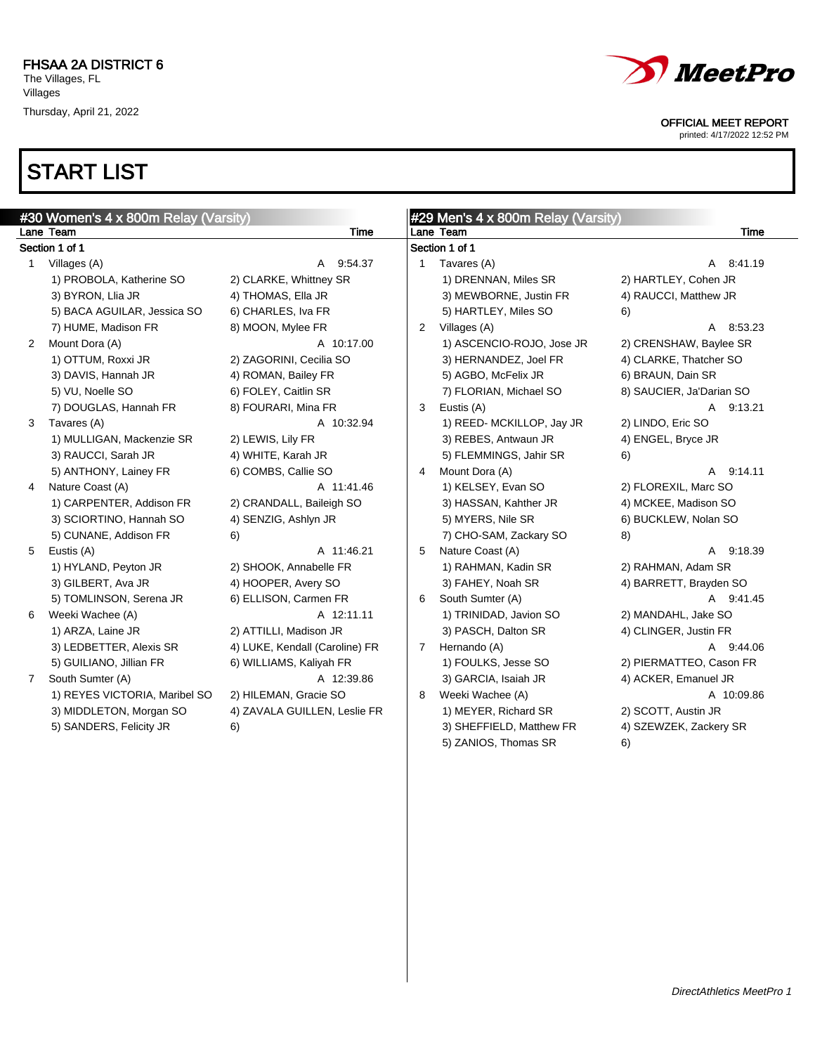FHSAA 2A DISTRICT 6
The Villages, FL
Villages

Thursday, April 21, 2022

OFFICIAL MEET REPORT
printed: 4/17/2022 12:52 PM

# START LIST

## #30 Women's 4 x 800m Relay (Varsity)

| Lane | Team | | Time |
|---|---|---|---|
| **Section 1 of 1** | | | |
| 1 | Villages (A) | | A 9:54.37 |
| | 1) PROBOLA, Katherine SO | 2) CLARKE, Whittney SR | |
| | 3) BYRON, Llia JR | 4) THOMAS, Ella JR | |
| | 5) BACA AGUILAR, Jessica SO | 6) CHARLES, Iva FR | |
| | 7) HUME, Madison FR | 8) MOON, Mylee FR | |
| 2 | Mount Dora (A) | | A 10:17.00 |
| | 1) OTTUM, Roxxi JR | 2) ZAGORINI, Cecilia SO | |
| | 3) DAVIS, Hannah JR | 4) ROMAN, Bailey FR | |
| | 5) VU, Noelle SO | 6) FOLEY, Caitlin SR | |
| | 7) DOUGLAS, Hannah FR | 8) FOURARI, Mina FR | |
| 3 | Tavares (A) | | A 10:32.94 |
| | 1) MULLIGAN, Mackenzie SR | 2) LEWIS, Lily FR | |
| | 3) RAUCCI, Sarah JR | 4) WHITE, Karah JR | |
| | 5) ANTHONY, Lainey FR | 6) COMBS, Callie SO | |
| 4 | Nature Coast (A) | | A 11:41.46 |
| | 1) CARPENTER, Addison FR | 2) CRANDALL, Baileigh SO | |
| | 3) SCIORTINO, Hannah SO | 4) SENZIG, Ashlyn JR | |
| | 5) CUNANE, Addison FR | 6) | |
| 5 | Eustis (A) | | A 11:46.21 |
| | 1) HYLAND, Peyton JR | 2) SHOOK, Annabelle FR | |
| | 3) GILBERT, Ava JR | 4) HOOPER, Avery SO | |
| | 5) TOMLINSON, Serena JR | 6) ELLISON, Carmen FR | |
| 6 | Weeki Wachee (A) | | A 12:11.11 |
| | 1) ARZA, Laine JR | 2) ATTILLI, Madison JR | |
| | 3) LEDBETTER, Alexis SR | 4) LUKE, Kendall (Caroline) FR | |
| | 5) GUILIANO, Jillian FR | 6) WILLIAMS, Kaliyah FR | |
| 7 | South Sumter (A) | | A 12:39.86 |
| | 1) REYES VICTORIA, Maribel SO | 2) HILEMAN, Gracie SO | |
| | 3) MIDDLETON, Morgan SO | 4) ZAVALA GUILLEN, Leslie FR | |
| | 5) SANDERS, Felicity JR | 6) | |

## #29 Men's 4 x 800m Relay (Varsity)

| Lane | Team | | Time |
|---|---|---|---|
| **Section 1 of 1** | | | |
| 1 | Tavares (A) | | A 8:41.19 |
| | 1) DRENNAN, Miles SR | 2) HARTLEY, Cohen JR | |
| | 3) MEWBORNE, Justin FR | 4) RAUCCI, Matthew JR | |
| | 5) HARTLEY, Miles SO | 6) | |
| 2 | Villages (A) | | A 8:53.23 |
| | 1) ASCENCIO-ROJO, Jose JR | 2) CRENSHAW, Baylee SR | |
| | 3) HERNANDEZ, Joel FR | 4) CLARKE, Thatcher SO | |
| | 5) AGBO, McFelix JR | 6) BRAUN, Dain SR | |
| | 7) FLORIAN, Michael SO | 8) SAUCIER, Ja'Darian SO | |
| 3 | Eustis (A) | | A 9:13.21 |
| | 1) REED- MCKILLOP, Jay JR | 2) LINDO, Eric SO | |
| | 3) REBES, Antwaun JR | 4) ENGEL, Bryce JR | |
| | 5) FLEMMINGS, Jahir SR | 6) | |
| 4 | Mount Dora (A) | | A 9:14.11 |
| | 1) KELSEY, Evan SO | 2) FLOREXIL, Marc SO | |
| | 3) HASSAN, Kahther JR | 4) MCKEE, Madison SO | |
| | 5) MYERS, Nile SR | 6) BUCKLEW, Nolan SO | |
| | 7) CHO-SAM, Zackary SO | 8) | |
| 5 | Nature Coast (A) | | A 9:18.39 |
| | 1) RAHMAN, Kadin SR | 2) RAHMAN, Adam SR | |
| | 3) FAHEY, Noah SR | 4) BARRETT, Brayden SO | |
| 6 | South Sumter (A) | | A 9:41.45 |
| | 1) TRINIDAD, Javion SO | 2) MANDAHL, Jake SO | |
| | 3) PASCH, Dalton SR | 4) CLINGER, Justin FR | |
| 7 | Hernando (A) | | A 9:44.06 |
| | 1) FOULKS, Jesse SO | 2) PIERMATTEO, Cason FR | |
| | 3) GARCIA, Isaiah JR | 4) ACKER, Emanuel JR | |
| 8 | Weeki Wachee (A) | | A 10:09.86 |
| | 1) MEYER, Richard SR | 2) SCOTT, Austin JR | |
| | 3) SHEFFIELD, Matthew FR | 4) SZEWZEK, Zackery SR | |
| | 5) ZANIOS, Thomas SR | 6) | |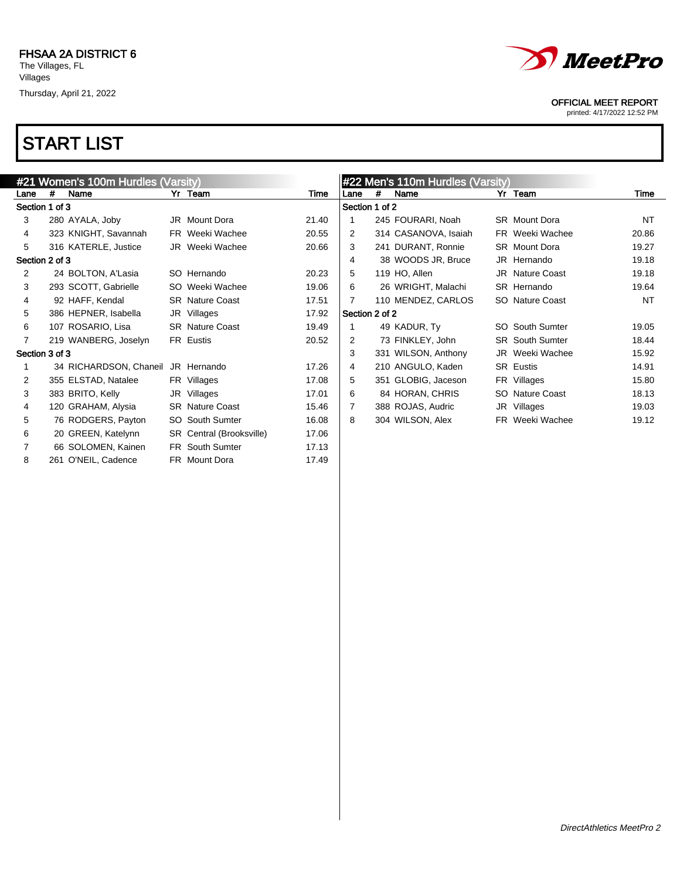FHSAA 2A DISTRICT 6
The Villages, FL
Villages
Thursday, April 21, 2022

OFFICIAL MEET REPORT
printed: 4/17/2022 12:52 PM

# START LIST

## #21 Women's 100m Hurdles (Varsity)

| Lane | # | Name | Yr | Team | Time |
|---|---|---|---|---|---|
| **Section 1 of 3** | | | | | |
| 3 | 280 | AYALA, Joby | JR | Mount Dora | 21.40 |
| 4 | 323 | KNIGHT, Savannah | FR | Weeki Wachee | 20.55 |
| 5 | 316 | KATERLE, Justice | JR | Weeki Wachee | 20.66 |
| **Section 2 of 3** | | | | | |
| 2 | 24 | BOLTON, A'Lasia | SO | Hernando | 20.23 |
| 3 | 293 | SCOTT, Gabrielle | SO | Weeki Wachee | 19.06 |
| 4 | 92 | HAFF, Kendal | SR | Nature Coast | 17.51 |
| 5 | 386 | HEPNER, Isabella | JR | Villages | 17.92 |
| 6 | 107 | ROSARIO, Lisa | SR | Nature Coast | 19.49 |
| 7 | 219 | WANBERG, Joselyn | FR | Eustis | 20.52 |
| **Section 3 of 3** | | | | | |
| 1 | 34 | RICHARDSON, Chaneil | JR | Hernando | 17.26 |
| 2 | 355 | ELSTAD, Natalee | FR | Villages | 17.08 |
| 3 | 383 | BRITO, Kelly | JR | Villages | 17.01 |
| 4 | 120 | GRAHAM, Alysia | SR | Nature Coast | 15.46 |
| 5 | 76 | RODGERS, Payton | SO | South Sumter | 16.08 |
| 6 | 20 | GREEN, Katelynn | SR | Central (Brooksville) | 17.06 |
| 7 | 66 | SOLOMEN, Kainen | FR | South Sumter | 17.13 |
| 8 | 261 | O'NEIL, Cadence | FR | Mount Dora | 17.49 |

## #22 Men's 110m Hurdles (Varsity)

| Lane | # | Name | Yr | Team | Time |
|---|---|---|---|---|---|
| **Section 1 of 2** | | | | | |
| 1 | 245 | FOURARI, Noah | SR | Mount Dora | NT |
| 2 | 314 | CASANOVA, Isaiah | FR | Weeki Wachee | 20.86 |
| 3 | 241 | DURANT, Ronnie | SR | Mount Dora | 19.27 |
| 4 | 38 | WOODS JR, Bruce | JR | Hernando | 19.18 |
| 5 | 119 | HO, Allen | JR | Nature Coast | 19.18 |
| 6 | 26 | WRIGHT, Malachi | SR | Hernando | 19.64 |
| 7 | 110 | MENDEZ, CARLOS | SO | Nature Coast | NT |
| **Section 2 of 2** | | | | | |
| 1 | 49 | KADUR, Ty | SO | South Sumter | 19.05 |
| 2 | 73 | FINKLEY, John | SR | South Sumter | 18.44 |
| 3 | 331 | WILSON, Anthony | JR | Weeki Wachee | 15.92 |
| 4 | 210 | ANGULO, Kaden | SR | Eustis | 14.91 |
| 5 | 351 | GLOBIG, Jaceson | FR | Villages | 15.80 |
| 6 | 84 | HORAN, CHRIS | SO | Nature Coast | 18.13 |
| 7 | 388 | ROJAS, Audric | JR | Villages | 19.03 |
| 8 | 304 | WILSON, Alex | FR | Weeki Wachee | 19.12 |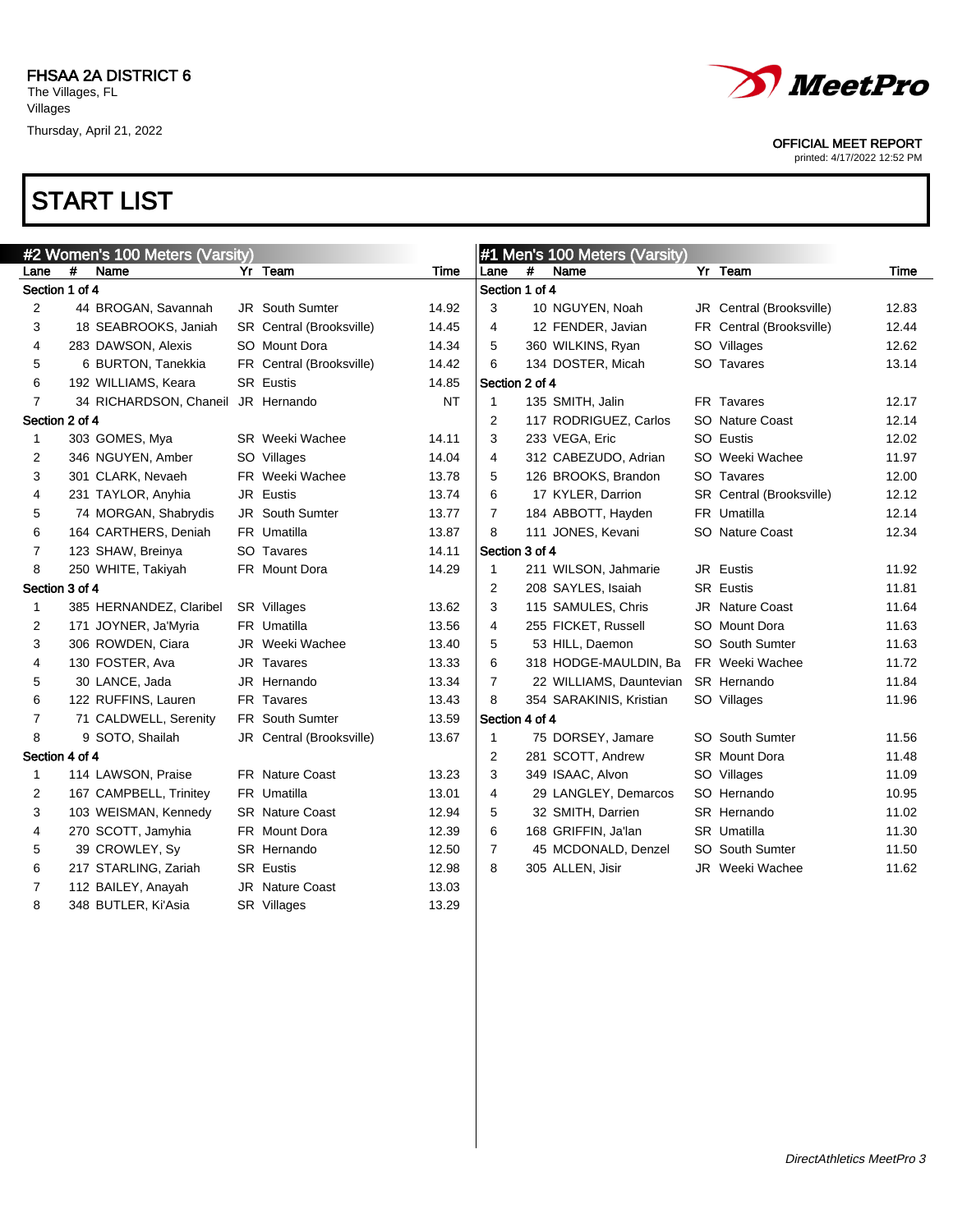FHSAA 2A DISTRICT 6
The Villages, FL
Villages
Thursday, April 21, 2022

MeetPro

OFFICIAL MEET REPORT
printed: 4/17/2022 12:52 PM

# START LIST

## #2 Women's 100 Meters (Varsity)

| Lane | # | Name | Yr | Team | Time |
|---|---|---|---|---|---|
| **Section 1 of 4** | | | | | |
| 2 | 44 | BROGAN, Savannah | JR | South Sumter | 14.92 |
| 3 | 18 | SEABROOKS, Janiah | SR | Central (Brooksville) | 14.45 |
| 4 | 283 | DAWSON, Alexis | SO | Mount Dora | 14.34 |
| 5 | 6 | BURTON, Tanekkia | FR | Central (Brooksville) | 14.42 |
| 6 | 192 | WILLIAMS, Keara | SR | Eustis | 14.85 |
| 7 | 34 | RICHARDSON, Chaneil | JR | Hernando | NT |
| **Section 2 of 4** | | | | | |
| 1 | 303 | GOMES, Mya | SR | Weeki Wachee | 14.11 |
| 2 | 346 | NGUYEN, Amber | SO | Villages | 14.04 |
| 3 | 301 | CLARK, Nevaeh | FR | Weeki Wachee | 13.78 |
| 4 | 231 | TAYLOR, Anyhia | JR | Eustis | 13.74 |
| 5 | 74 | MORGAN, Shabrydis | JR | South Sumter | 13.77 |
| 6 | 164 | CARTHERS, Deniah | FR | Umatilla | 13.87 |
| 7 | 123 | SHAW, Breinya | SO | Tavares | 14.11 |
| 8 | 250 | WHITE, Takiyah | FR | Mount Dora | 14.29 |
| **Section 3 of 4** | | | | | |
| 1 | 385 | HERNANDEZ, Claribel | SR | Villages | 13.62 |
| 2 | 171 | JOYNER, Ja'Myria | FR | Umatilla | 13.56 |
| 3 | 306 | ROWDEN, Ciara | JR | Weeki Wachee | 13.40 |
| 4 | 130 | FOSTER, Ava | JR | Tavares | 13.33 |
| 5 | 30 | LANCE, Jada | JR | Hernando | 13.34 |
| 6 | 122 | RUFFINS, Lauren | FR | Tavares | 13.43 |
| 7 | 71 | CALDWELL, Serenity | FR | South Sumter | 13.59 |
| 8 | 9 | SOTO, Shailah | JR | Central (Brooksville) | 13.67 |
| **Section 4 of 4** | | | | | |
| 1 | 114 | LAWSON, Praise | FR | Nature Coast | 13.23 |
| 2 | 167 | CAMPBELL, Trinitey | FR | Umatilla | 13.01 |
| 3 | 103 | WEISMAN, Kennedy | SR | Nature Coast | 12.94 |
| 4 | 270 | SCOTT, Jamyhia | FR | Mount Dora | 12.39 |
| 5 | 39 | CROWLEY, Sy | SR | Hernando | 12.50 |
| 6 | 217 | STARLING, Zariah | SR | Eustis | 12.98 |
| 7 | 112 | BAILEY, Anayah | JR | Nature Coast | 13.03 |
| 8 | 348 | BUTLER, Ki'Asia | SR | Villages | 13.29 |

## #1 Men's 100 Meters (Varsity)

| Lane | # | Name | Yr | Team | Time |
|---|---|---|---|---|---|
| **Section 1 of 4** | | | | | |
| 3 | 10 | NGUYEN, Noah | JR | Central (Brooksville) | 12.83 |
| 4 | 12 | FENDER, Javian | FR | Central (Brooksville) | 12.44 |
| 5 | 360 | WILKINS, Ryan | SO | Villages | 12.62 |
| 6 | 134 | DOSTER, Micah | SO | Tavares | 13.14 |
| **Section 2 of 4** | | | | | |
| 1 | 135 | SMITH, Jalin | FR | Tavares | 12.17 |
| 2 | 117 | RODRIGUEZ, Carlos | SO | Nature Coast | 12.14 |
| 3 | 233 | VEGA, Eric | SO | Eustis | 12.02 |
| 4 | 312 | CABEZUDO, Adrian | SO | Weeki Wachee | 11.97 |
| 5 | 126 | BROOKS, Brandon | SO | Tavares | 12.00 |
| 6 | 17 | KYLER, Darrion | SR | Central (Brooksville) | 12.12 |
| 7 | 184 | ABBOTT, Hayden | FR | Umatilla | 12.14 |
| 8 | 111 | JONES, Kevani | SO | Nature Coast | 12.34 |
| **Section 3 of 4** | | | | | |
| 1 | 211 | WILSON, Jahmarie | JR | Eustis | 11.92 |
| 2 | 208 | SAYLES, Isaiah | SR | Eustis | 11.81 |
| 3 | 115 | SAMULES, Chris | JR | Nature Coast | 11.64 |
| 4 | 255 | FICKET, Russell | SO | Mount Dora | 11.63 |
| 5 | 53 | HILL, Daemon | SO | South Sumter | 11.63 |
| 6 | 318 | HODGE-MAULDIN, Ba | FR | Weeki Wachee | 11.72 |
| 7 | 22 | WILLIAMS, Dauntevian | SR | Hernando | 11.84 |
| 8 | 354 | SARAKINIS, Kristian | SO | Villages | 11.96 |
| **Section 4 of 4** | | | | | |
| 1 | 75 | DORSEY, Jamare | SO | South Sumter | 11.56 |
| 2 | 281 | SCOTT, Andrew | SR | Mount Dora | 11.48 |
| 3 | 349 | ISAAC, Alvon | SO | Villages | 11.09 |
| 4 | 29 | LANGLEY, Demarcos | SO | Hernando | 10.95 |
| 5 | 32 | SMITH, Darrien | SR | Hernando | 11.02 |
| 6 | 168 | GRIFFIN, Ja'lan | SR | Umatilla | 11.30 |
| 7 | 45 | MCDONALD, Denzel | SO | South Sumter | 11.50 |
| 8 | 305 | ALLEN, Jisir | JR | Weeki Wachee | 11.62 |

*DirectAthletics MeetPro 3*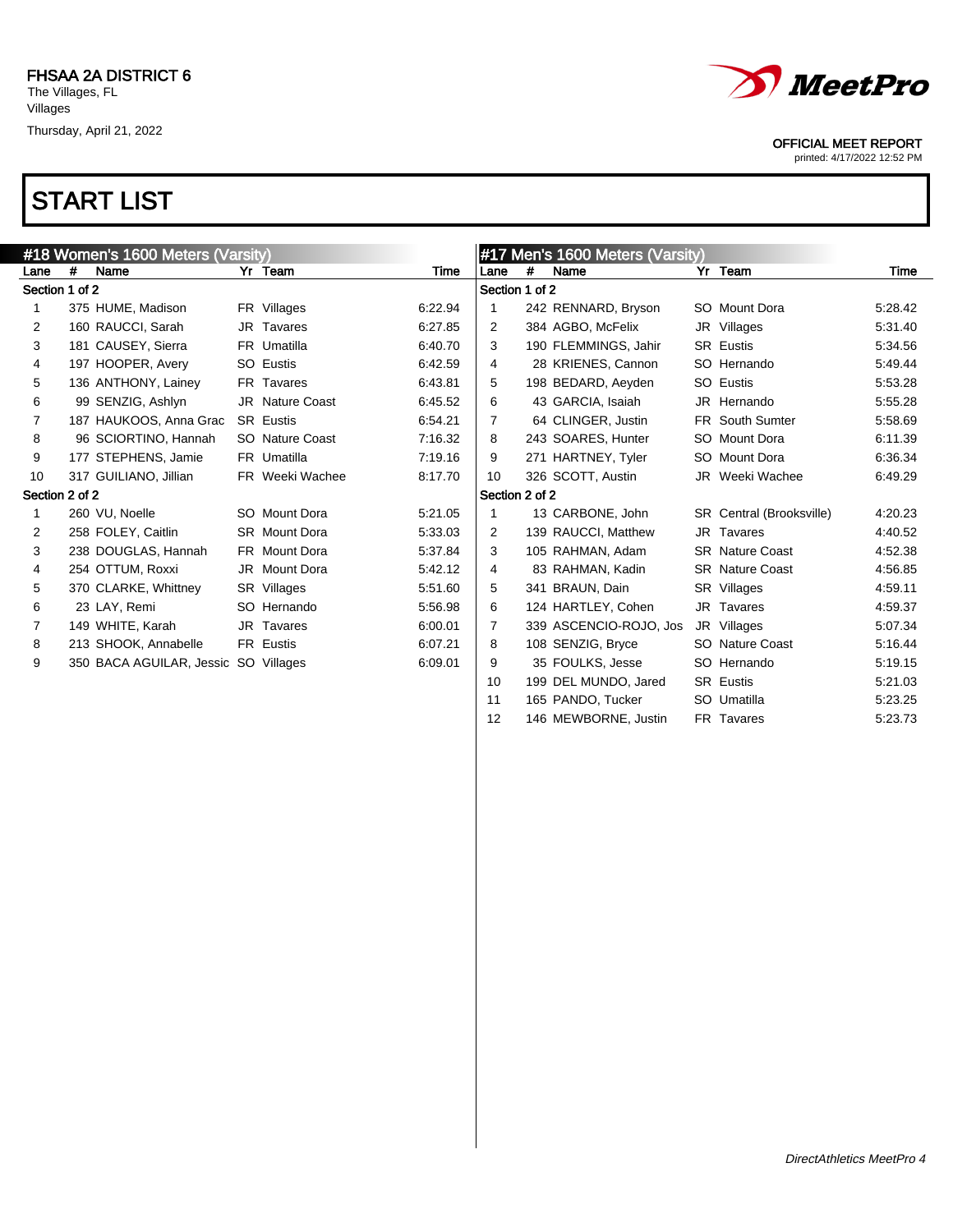FHSAA 2A DISTRICT 6
The Villages, FL
Villages
Thursday, April 21, 2022

OFFICIAL MEET REPORT
printed: 4/17/2022 12:52 PM

# START LIST

## #18 Women's 1600 Meters (Varsity)

| Lane | # | Name | Yr | Team | Time |
|---|---|---|---|---|---|
| **Section 1 of 2** | | | | | |
| 1 | 375 | HUME, Madison | FR | Villages | 6:22.94 |
| 2 | 160 | RAUCCI, Sarah | JR | Tavares | 6:27.85 |
| 3 | 181 | CAUSEY, Sierra | FR | Umatilla | 6:40.70 |
| 4 | 197 | HOOPER, Avery | SO | Eustis | 6:42.59 |
| 5 | 136 | ANTHONY, Lainey | FR | Tavares | 6:43.81 |
| 6 | 99 | SENZIG, Ashlyn | JR | Nature Coast | 6:45.52 |
| 7 | 187 | HAUKOOS, Anna Grac | SR | Eustis | 6:54.21 |
| 8 | 96 | SCIORTINO, Hannah | SO | Nature Coast | 7:16.32 |
| 9 | 177 | STEPHENS, Jamie | FR | Umatilla | 7:19.16 |
| 10 | 317 | GUILIANO, Jillian | FR | Weeki Wachee | 8:17.70 |
| **Section 2 of 2** | | | | | |
| 1 | 260 | VU, Noelle | SO | Mount Dora | 5:21.05 |
| 2 | 258 | FOLEY, Caitlin | SR | Mount Dora | 5:33.03 |
| 3 | 238 | DOUGLAS, Hannah | FR | Mount Dora | 5:37.84 |
| 4 | 254 | OTTUM, Roxxi | JR | Mount Dora | 5:42.12 |
| 5 | 370 | CLARKE, Whittney | SR | Villages | 5:51.60 |
| 6 | 23 | LAY, Remi | SO | Hernando | 5:56.98 |
| 7 | 149 | WHITE, Karah | JR | Tavares | 6:00.01 |
| 8 | 213 | SHOOK, Annabelle | FR | Eustis | 6:07.21 |
| 9 | 350 | BACA AGUILAR, Jessic | SO | Villages | 6:09.01 |

## #17 Men's 1600 Meters (Varsity)

| Lane | # | Name | Yr | Team | Time |
|---|---|---|---|---|---|
| **Section 1 of 2** | | | | | |
| 1 | 242 | RENNARD, Bryson | SO | Mount Dora | 5:28.42 |
| 2 | 384 | AGBO, McFelix | JR | Villages | 5:31.40 |
| 3 | 190 | FLEMMINGS, Jahir | SR | Eustis | 5:34.56 |
| 4 | 28 | KRIENES, Cannon | SO | Hernando | 5:49.44 |
| 5 | 198 | BEDARD, Aeyden | SO | Eustis | 5:53.28 |
| 6 | 43 | GARCIA, Isaiah | JR | Hernando | 5:55.28 |
| 7 | 64 | CLINGER, Justin | FR | South Sumter | 5:58.69 |
| 8 | 243 | SOARES, Hunter | SO | Mount Dora | 6:11.39 |
| 9 | 271 | HARTNEY, Tyler | SO | Mount Dora | 6:36.34 |
| 10 | 326 | SCOTT, Austin | JR | Weeki Wachee | 6:49.29 |
| **Section 2 of 2** | | | | | |
| 1 | 13 | CARBONE, John | SR | Central (Brooksville) | 4:20.23 |
| 2 | 139 | RAUCCI, Matthew | JR | Tavares | 4:40.52 |
| 3 | 105 | RAHMAN, Adam | SR | Nature Coast | 4:52.38 |
| 4 | 83 | RAHMAN, Kadin | SR | Nature Coast | 4:56.85 |
| 5 | 341 | BRAUN, Dain | SR | Villages | 4:59.11 |
| 6 | 124 | HARTLEY, Cohen | JR | Tavares | 4:59.37 |
| 7 | 339 | ASCENCIO-ROJO, Jos | JR | Villages | 5:07.34 |
| 8 | 108 | SENZIG, Bryce | SO | Nature Coast | 5:16.44 |
| 9 | 35 | FOULKS, Jesse | SO | Hernando | 5:19.15 |
| 10 | 199 | DEL MUNDO, Jared | SR | Eustis | 5:21.03 |
| 11 | 165 | PANDO, Tucker | SO | Umatilla | 5:23.25 |
| 12 | 146 | MEWBORNE, Justin | FR | Tavares | 5:23.73 |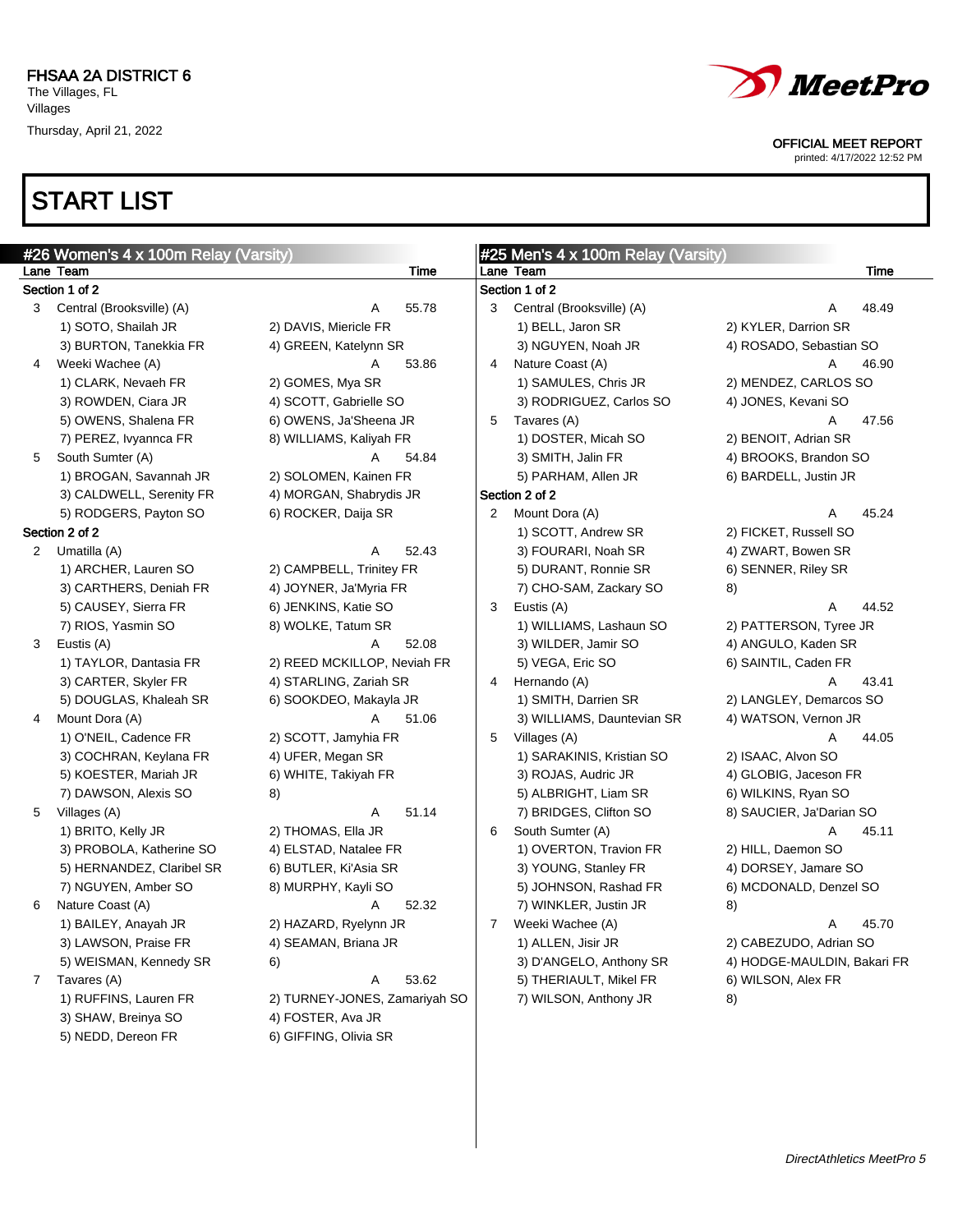FHSAA 2A DISTRICT 6
The Villages, FL
Villages
Thursday, April 21, 2022

OFFICIAL MEET REPORT
printed: 4/17/2022 12:52 PM

# START LIST

## #26 Women's 4 x 100m Relay (Varsity)

| Lane | Team | | | Time |
|---|---|---|---|---|
| **Section 1 of 2** | | | | |
| 3 | Central (Brooksville) (A) | | A | 55.78 |
| | 1) SOTO, Shailah JR | 2) DAVIS, Miericle FR | | |
| | 3) BURTON, Tanekkia FR | 4) GREEN, Katelynn SR | | |
| 4 | Weeki Wachee (A) | | A | 53.86 |
| | 1) CLARK, Nevaeh FR | 2) GOMES, Mya SR | | |
| | 3) ROWDEN, Ciara JR | 4) SCOTT, Gabrielle SO | | |
| | 5) OWENS, Shalena FR | 6) OWENS, Ja'Sheena JR | | |
| | 7) PEREZ, Ivyannca FR | 8) WILLIAMS, Kaliyah FR | | |
| 5 | South Sumter (A) | | A | 54.84 |
| | 1) BROGAN, Savannah JR | 2) SOLOMEN, Kainen FR | | |
| | 3) CALDWELL, Serenity FR | 4) MORGAN, Shabrydis JR | | |
| | 5) RODGERS, Payton SO | 6) ROCKER, Daija SR | | |
| **Section 2 of 2** | | | | |
| 2 | Umatilla (A) | | A | 52.43 |
| | 1) ARCHER, Lauren SO | 2) CAMPBELL, Trinitey FR | | |
| | 3) CARTHERS, Deniah FR | 4) JOYNER, Ja'Myria FR | | |
| | 5) CAUSEY, Sierra FR | 6) JENKINS, Katie SO | | |
| | 7) RIOS, Yasmin SO | 8) WOLKE, Tatum SR | | |
| 3 | Eustis (A) | | A | 52.08 |
| | 1) TAYLOR, Dantasia FR | 2) REED MCKILLOP, Neviah FR | | |
| | 3) CARTER, Skyler FR | 4) STARLING, Zariah SR | | |
| | 5) DOUGLAS, Khaleah SR | 6) SOOKDEO, Makayla JR | | |
| 4 | Mount Dora (A) | | A | 51.06 |
| | 1) O'NEIL, Cadence FR | 2) SCOTT, Jamyhia FR | | |
| | 3) COCHRAN, Keylana FR | 4) UFER, Megan SR | | |
| | 5) KOESTER, Mariah JR | 6) WHITE, Takiyah FR | | |
| | 7) DAWSON, Alexis SO | 8) | | |
| 5 | Villages (A) | | A | 51.14 |
| | 1) BRITO, Kelly JR | 2) THOMAS, Ella JR | | |
| | 3) PROBOLA, Katherine SO | 4) ELSTAD, Natalee FR | | |
| | 5) HERNANDEZ, Claribel SR | 6) BUTLER, Ki'Asia SR | | |
| | 7) NGUYEN, Amber SO | 8) MURPHY, Kayli SO | | |
| 6 | Nature Coast (A) | | A | 52.32 |
| | 1) BAILEY, Anayah JR | 2) HAZARD, Ryelynn JR | | |
| | 3) LAWSON, Praise FR | 4) SEAMAN, Briana JR | | |
| | 5) WEISMAN, Kennedy SR | 6) | | |
| 7 | Tavares (A) | | A | 53.62 |
| | 1) RUFFINS, Lauren FR | 2) TURNEY-JONES, Zamariyah SO | | |
| | 3) SHAW, Breinya SO | 4) FOSTER, Ava JR | | |
| | 5) NEDD, Dereon FR | 6) GIFFING, Olivia SR | | |

## #25 Men's 4 x 100m Relay (Varsity)

| Lane | Team | | | Time |
|---|---|---|---|---|
| **Section 1 of 2** | | | | |
| 3 | Central (Brooksville) (A) | | A | 48.49 |
| | 1) BELL, Jaron SR | 2) KYLER, Darrion SR | | |
| | 3) NGUYEN, Noah JR | 4) ROSADO, Sebastian SO | | |
| 4 | Nature Coast (A) | | A | 46.90 |
| | 1) SAMULES, Chris JR | 2) MENDEZ, CARLOS SO | | |
| | 3) RODRIGUEZ, Carlos SO | 4) JONES, Kevani SO | | |
| 5 | Tavares (A) | | A | 47.56 |
| | 1) DOSTER, Micah SO | 2) BENOIT, Adrian SR | | |
| | 3) SMITH, Jalin FR | 4) BROOKS, Brandon SO | | |
| | 5) PARHAM, Allen JR | 6) BARDELL, Justin JR | | |
| **Section 2 of 2** | | | | |
| 2 | Mount Dora (A) | | A | 45.24 |
| | 1) SCOTT, Andrew SR | 2) FICKET, Russell SO | | |
| | 3) FOURARI, Noah SR | 4) ZWART, Bowen SR | | |
| | 5) DURANT, Ronnie SR | 6) SENNER, Riley SR | | |
| | 7) CHO-SAM, Zackary SO | 8) | | |
| 3 | Eustis (A) | | A | 44.52 |
| | 1) WILLIAMS, Lashaun SO | 2) PATTERSON, Tyree JR | | |
| | 3) WILDER, Jamir SO | 4) ANGULO, Kaden SR | | |
| | 5) VEGA, Eric SO | 6) SAINTIL, Caden FR | | |
| 4 | Hernando (A) | | A | 43.41 |
| | 1) SMITH, Darrien SR | 2) LANGLEY, Demarcos SO | | |
| | 3) WILLIAMS, Dauntevian SR | 4) WATSON, Vernon JR | | |
| 5 | Villages (A) | | A | 44.05 |
| | 1) SARAKINIS, Kristian SO | 2) ISAAC, Alvon SO | | |
| | 3) ROJAS, Audric JR | 4) GLOBIG, Jaceson FR | | |
| | 5) ALBRIGHT, Liam SR | 6) WILKINS, Ryan SO | | |
| | 7) BRIDGES, Clifton SO | 8) SAUCIER, Ja'Darian SO | | |
| 6 | South Sumter (A) | | A | 45.11 |
| | 1) OVERTON, Travion FR | 2) HILL, Daemon SO | | |
| | 3) YOUNG, Stanley FR | 4) DORSEY, Jamare SO | | |
| | 5) JOHNSON, Rashad FR | 6) MCDONALD, Denzel SO | | |
| | 7) WINKLER, Justin JR | 8) | | |
| 7 | Weeki Wachee (A) | | A | 45.70 |
| | 1) ALLEN, Jisir JR | 2) CABEZUDO, Adrian SO | | |
| | 3) D'ANGELO, Anthony SR | 4) HODGE-MAULDIN, Bakari FR | | |
| | 5) THERIAULT, Mikel FR | 6) WILSON, Alex FR | | |
| | 7) WILSON, Anthony JR | 8) | | |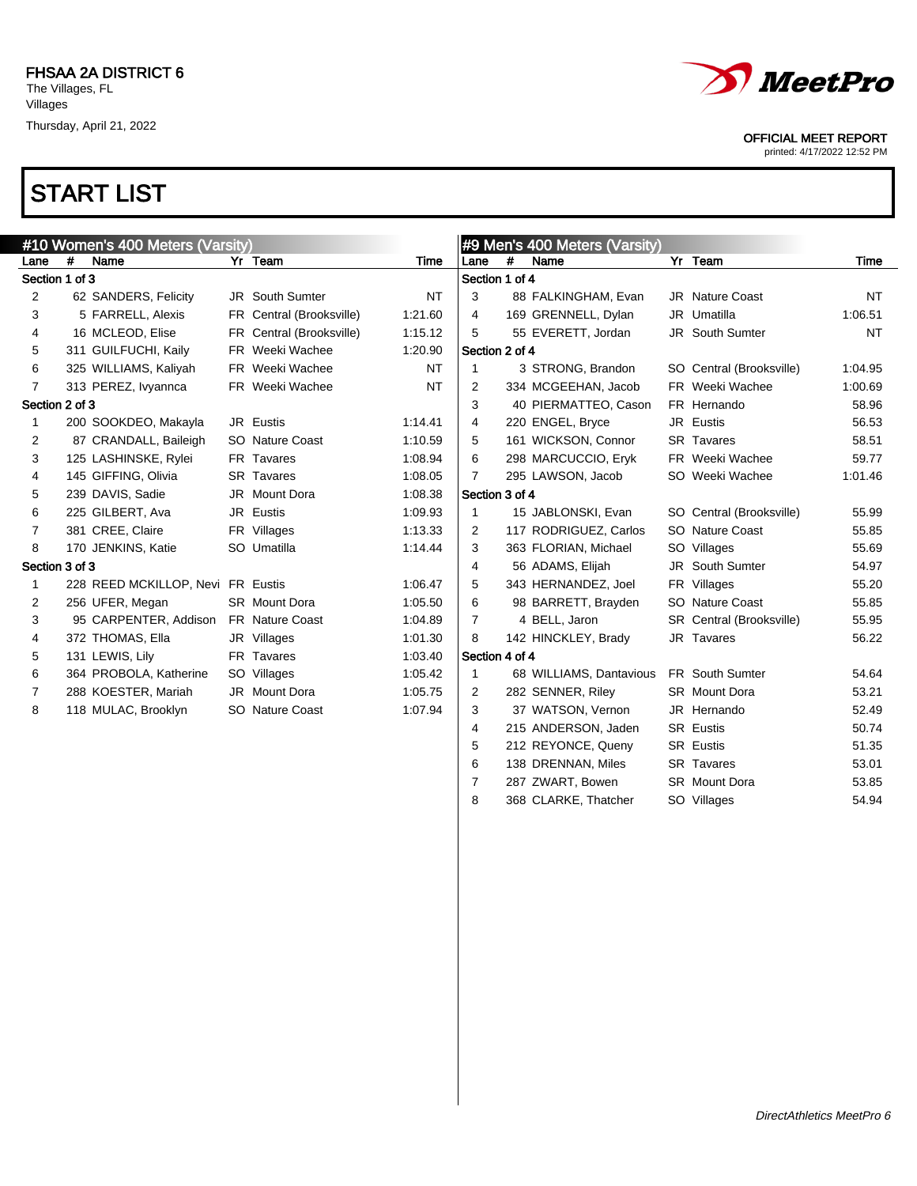FHSAA 2A DISTRICT 6
The Villages, FL
Villages
Thursday, April 21, 2022

**MeetPro**

OFFICIAL MEET REPORT
printed: 4/17/2022 12:52 PM

# START LIST

## #10 Women's 400 Meters (Varsity)

| Lane | # | Name | Yr | Team | Time |
|---|---|---|---|---|---|
| **Section 1 of 3** | | | | | |
| 2 | 62 | SANDERS, Felicity | JR | South Sumter | NT |
| 3 | 5 | FARRELL, Alexis | FR | Central (Brooksville) | 1:21.60 |
| 4 | 16 | MCLEOD, Elise | FR | Central (Brooksville) | 1:15.12 |
| 5 | 311 | GUILFUCHI, Kaily | FR | Weeki Wachee | 1:20.90 |
| 6 | 325 | WILLIAMS, Kaliyah | FR | Weeki Wachee | NT |
| 7 | 313 | PEREZ, Ivyannca | FR | Weeki Wachee | NT |
| **Section 2 of 3** | | | | | |
| 1 | 200 | SOOKDEO, Makayla | JR | Eustis | 1:14.41 |
| 2 | 87 | CRANDALL, Baileigh | SO | Nature Coast | 1:10.59 |
| 3 | 125 | LASHINSKE, Rylei | FR | Tavares | 1:08.94 |
| 4 | 145 | GIFFING, Olivia | SR | Tavares | 1:08.05 |
| 5 | 239 | DAVIS, Sadie | JR | Mount Dora | 1:08.38 |
| 6 | 225 | GILBERT, Ava | JR | Eustis | 1:09.93 |
| 7 | 381 | CREE, Claire | FR | Villages | 1:13.33 |
| 8 | 170 | JENKINS, Katie | SO | Umatilla | 1:14.44 |
| **Section 3 of 3** | | | | | |
| 1 | 228 | REED MCKILLOP, Nevi | FR | Eustis | 1:06.47 |
| 2 | 256 | UFER, Megan | SR | Mount Dora | 1:05.50 |
| 3 | 95 | CARPENTER, Addison | FR | Nature Coast | 1:04.89 |
| 4 | 372 | THOMAS, Ella | JR | Villages | 1:01.30 |
| 5 | 131 | LEWIS, Lily | FR | Tavares | 1:03.40 |
| 6 | 364 | PROBOLA, Katherine | SO | Villages | 1:05.42 |
| 7 | 288 | KOESTER, Mariah | JR | Mount Dora | 1:05.75 |
| 8 | 118 | MULAC, Brooklyn | SO | Nature Coast | 1:07.94 |

## #9 Men's 400 Meters (Varsity)

| Lane | # | Name | Yr | Team | Time |
|---|---|---|---|---|---|
| **Section 1 of 4** | | | | | |
| 3 | 88 | FALKINGHAM, Evan | JR | Nature Coast | NT |
| 4 | 169 | GRENNELL, Dylan | JR | Umatilla | 1:06.51 |
| 5 | 55 | EVERETT, Jordan | JR | South Sumter | NT |
| **Section 2 of 4** | | | | | |
| 1 | 3 | STRONG, Brandon | SO | Central (Brooksville) | 1:04.95 |
| 2 | 334 | MCGEEHAN, Jacob | FR | Weeki Wachee | 1:00.69 |
| 3 | 40 | PIERMATTEO, Cason | FR | Hernando | 58.96 |
| 4 | 220 | ENGEL, Bryce | JR | Eustis | 56.53 |
| 5 | 161 | WICKSON, Connor | SR | Tavares | 58.51 |
| 6 | 298 | MARCUCCIO, Eryk | FR | Weeki Wachee | 59.77 |
| 7 | 295 | LAWSON, Jacob | SO | Weeki Wachee | 1:01.46 |
| **Section 3 of 4** | | | | | |
| 1 | 15 | JABLONSKI, Evan | SO | Central (Brooksville) | 55.99 |
| 2 | 117 | RODRIGUEZ, Carlos | SO | Nature Coast | 55.85 |
| 3 | 363 | FLORIAN, Michael | SO | Villages | 55.69 |
| 4 | 56 | ADAMS, Elijah | JR | South Sumter | 54.97 |
| 5 | 343 | HERNANDEZ, Joel | FR | Villages | 55.20 |
| 6 | 98 | BARRETT, Brayden | SO | Nature Coast | 55.85 |
| 7 | 4 | BELL, Jaron | SR | Central (Brooksville) | 55.95 |
| 8 | 142 | HINCKLEY, Brady | JR | Tavares | 56.22 |
| **Section 4 of 4** | | | | | |
| 1 | 68 | WILLIAMS, Dantavious | FR | South Sumter | 54.64 |
| 2 | 282 | SENNER, Riley | SR | Mount Dora | 53.21 |
| 3 | 37 | WATSON, Vernon | JR | Hernando | 52.49 |
| 4 | 215 | ANDERSON, Jaden | SR | Eustis | 50.74 |
| 5 | 212 | REYONCE, Queny | SR | Eustis | 51.35 |
| 6 | 138 | DRENNAN, Miles | SR | Tavares | 53.01 |
| 7 | 287 | ZWART, Bowen | SR | Mount Dora | 53.85 |
| 8 | 368 | CLARKE, Thatcher | SO | Villages | 54.94 |

*DirectAthletics MeetPro 6*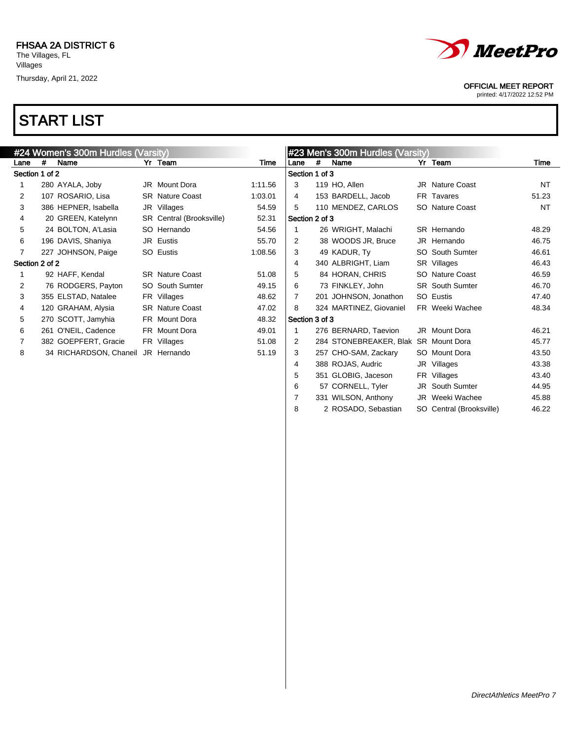FHSAA 2A DISTRICT 6
The Villages, FL
Villages
Thursday, April 21, 2022

OFFICIAL MEET REPORT
printed: 4/17/2022 12:52 PM

# START LIST

## #24 Women's 300m Hurdles (Varsity)

| Lane | # | Name | Yr | Team | Time |
|---|---|---|---|---|---|
| **Section 1 of 2** | | | | | |
| 1 | 280 | AYALA, Joby | JR | Mount Dora | 1:11.56 |
| 2 | 107 | ROSARIO, Lisa | SR | Nature Coast | 1:03.01 |
| 3 | 386 | HEPNER, Isabella | JR | Villages | 54.59 |
| 4 | 20 | GREEN, Katelynn | SR | Central (Brooksville) | 52.31 |
| 5 | 24 | BOLTON, A'Lasia | SO | Hernando | 54.56 |
| 6 | 196 | DAVIS, Shaniya | JR | Eustis | 55.70 |
| 7 | 227 | JOHNSON, Paige | SO | Eustis | 1:08.56 |
| **Section 2 of 2** | | | | | |
| 1 | 92 | HAFF, Kendal | SR | Nature Coast | 51.08 |
| 2 | 76 | RODGERS, Payton | SO | South Sumter | 49.15 |
| 3 | 355 | ELSTAD, Natalee | FR | Villages | 48.62 |
| 4 | 120 | GRAHAM, Alysia | SR | Nature Coast | 47.02 |
| 5 | 270 | SCOTT, Jamyhia | FR | Mount Dora | 48.32 |
| 6 | 261 | O'NEIL, Cadence | FR | Mount Dora | 49.01 |
| 7 | 382 | GOEPFERT, Gracie | FR | Villages | 51.08 |
| 8 | 34 | RICHARDSON, Chaneil | JR | Hernando | 51.19 |

## #23 Men's 300m Hurdles (Varsity)

| Lane | # | Name | Yr | Team | Time |
|---|---|---|---|---|---|
| **Section 1 of 3** | | | | | |
| 3 | 119 | HO, Allen | JR | Nature Coast | NT |
| 4 | 153 | BARDELL, Jacob | FR | Tavares | 51.23 |
| 5 | 110 | MENDEZ, CARLOS | SO | Nature Coast | NT |
| **Section 2 of 3** | | | | | |
| 1 | 26 | WRIGHT, Malachi | SR | Hernando | 48.29 |
| 2 | 38 | WOODS JR, Bruce | JR | Hernando | 46.75 |
| 3 | 49 | KADUR, Ty | SO | South Sumter | 46.61 |
| 4 | 340 | ALBRIGHT, Liam | SR | Villages | 46.43 |
| 5 | 84 | HORAN, CHRIS | SO | Nature Coast | 46.59 |
| 6 | 73 | FINKLEY, John | SR | South Sumter | 46.70 |
| 7 | 201 | JOHNSON, Jonathon | SO | Eustis | 47.40 |
| 8 | 324 | MARTINEZ, Giovaniel | FR | Weeki Wachee | 48.34 |
| **Section 3 of 3** | | | | | |
| 1 | 276 | BERNARD, Taevion | JR | Mount Dora | 46.21 |
| 2 | 284 | STONEBREAKER, Blak | SR | Mount Dora | 45.77 |
| 3 | 257 | CHO-SAM, Zackary | SO | Mount Dora | 43.50 |
| 4 | 388 | ROJAS, Audric | JR | Villages | 43.38 |
| 5 | 351 | GLOBIG, Jaceson | FR | Villages | 43.40 |
| 6 | 57 | CORNELL, Tyler | JR | South Sumter | 44.95 |
| 7 | 331 | WILSON, Anthony | JR | Weeki Wachee | 45.88 |
| 8 | 2 | ROSADO, Sebastian | SO | Central (Brooksville) | 46.22 |

*DirectAthletics MeetPro 7*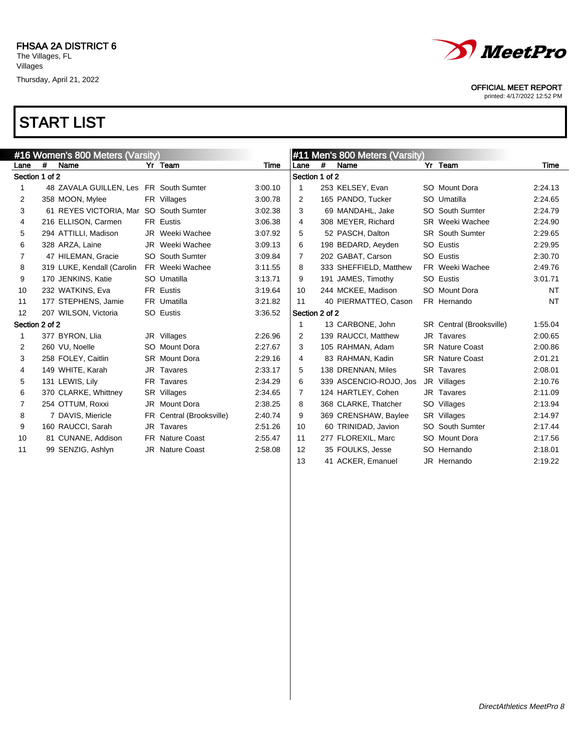FHSAA 2A DISTRICT 6
The Villages, FL
Villages
Thursday, April 21, 2022

OFFICIAL MEET REPORT
printed: 4/17/2022 12:52 PM

# START LIST

## #16 Women's 800 Meters (Varsity)

| Lane | # | Name | Yr | Team | Time |
|---|---|---|---|---|---|
| **Section 1 of 2** | | | | | |
| 1 | 48 | ZAVALA GUILLEN, Les | FR | South Sumter | 3:00.10 |
| 2 | 358 | MOON, Mylee | FR | Villages | 3:00.78 |
| 3 | 61 | REYES VICTORIA, Mar | SO | South Sumter | 3:02.38 |
| 4 | 216 | ELLISON, Carmen | FR | Eustis | 3:06.38 |
| 5 | 294 | ATTILLI, Madison | JR | Weeki Wachee | 3:07.92 |
| 6 | 328 | ARZA, Laine | JR | Weeki Wachee | 3:09.13 |
| 7 | 47 | HILEMAN, Gracie | SO | South Sumter | 3:09.84 |
| 8 | 319 | LUKE, Kendall (Carolin | FR | Weeki Wachee | 3:11.55 |
| 9 | 170 | JENKINS, Katie | SO | Umatilla | 3:13.71 |
| 10 | 232 | WATKINS, Eva | FR | Eustis | 3:19.64 |
| 11 | 177 | STEPHENS, Jamie | FR | Umatilla | 3:21.82 |
| 12 | 207 | WILSON, Victoria | SO | Eustis | 3:36.52 |
| **Section 2 of 2** | | | | | |
| 1 | 377 | BYRON, Llia | JR | Villages | 2:26.96 |
| 2 | 260 | VU, Noelle | SO | Mount Dora | 2:27.67 |
| 3 | 258 | FOLEY, Caitlin | SR | Mount Dora | 2:29.16 |
| 4 | 149 | WHITE, Karah | JR | Tavares | 2:33.17 |
| 5 | 131 | LEWIS, Lily | FR | Tavares | 2:34.29 |
| 6 | 370 | CLARKE, Whittney | SR | Villages | 2:34.65 |
| 7 | 254 | OTTUM, Roxxi | JR | Mount Dora | 2:38.25 |
| 8 | 7 | DAVIS, Miericle | FR | Central (Brooksville) | 2:40.74 |
| 9 | 160 | RAUCCI, Sarah | JR | Tavares | 2:51.26 |
| 10 | 81 | CUNANE, Addison | FR | Nature Coast | 2:55.47 |
| 11 | 99 | SENZIG, Ashlyn | JR | Nature Coast | 2:58.08 |

## #11 Men's 800 Meters (Varsity)

| Lane | # | Name | Yr | Team | Time |
|---|---|---|---|---|---|
| **Section 1 of 2** | | | | | |
| 1 | 253 | KELSEY, Evan | SO | Mount Dora | 2:24.13 |
| 2 | 165 | PANDO, Tucker | SO | Umatilla | 2:24.65 |
| 3 | 69 | MANDAHL, Jake | SO | South Sumter | 2:24.79 |
| 4 | 308 | MEYER, Richard | SR | Weeki Wachee | 2:24.90 |
| 5 | 52 | PASCH, Dalton | SR | South Sumter | 2:29.65 |
| 6 | 198 | BEDARD, Aeyden | SO | Eustis | 2:29.95 |
| 7 | 202 | GABAT, Carson | SO | Eustis | 2:30.70 |
| 8 | 333 | SHEFFIELD, Matthew | FR | Weeki Wachee | 2:49.76 |
| 9 | 191 | JAMES, Timothy | SO | Eustis | 3:01.71 |
| 10 | 244 | MCKEE, Madison | SO | Mount Dora | NT |
| 11 | 40 | PIERMATTEO, Cason | FR | Hernando | NT |
| **Section 2 of 2** | | | | | |
| 1 | 13 | CARBONE, John | SR | Central (Brooksville) | 1:55.04 |
| 2 | 139 | RAUCCI, Matthew | JR | Tavares | 2:00.65 |
| 3 | 105 | RAHMAN, Adam | SR | Nature Coast | 2:00.86 |
| 4 | 83 | RAHMAN, Kadin | SR | Nature Coast | 2:01.21 |
| 5 | 138 | DRENNAN, Miles | SR | Tavares | 2:08.01 |
| 6 | 339 | ASCENCIO-ROJO, Jos | JR | Villages | 2:10.76 |
| 7 | 124 | HARTLEY, Cohen | JR | Tavares | 2:11.09 |
| 8 | 368 | CLARKE, Thatcher | SO | Villages | 2:13.94 |
| 9 | 369 | CRENSHAW, Baylee | SR | Villages | 2:14.97 |
| 10 | 60 | TRINIDAD, Javion | SO | South Sumter | 2:17.44 |
| 11 | 277 | FLOREXIL, Marc | SO | Mount Dora | 2:17.56 |
| 12 | 35 | FOULKS, Jesse | SO | Hernando | 2:18.01 |
| 13 | 41 | ACKER, Emanuel | JR | Hernando | 2:19.22 |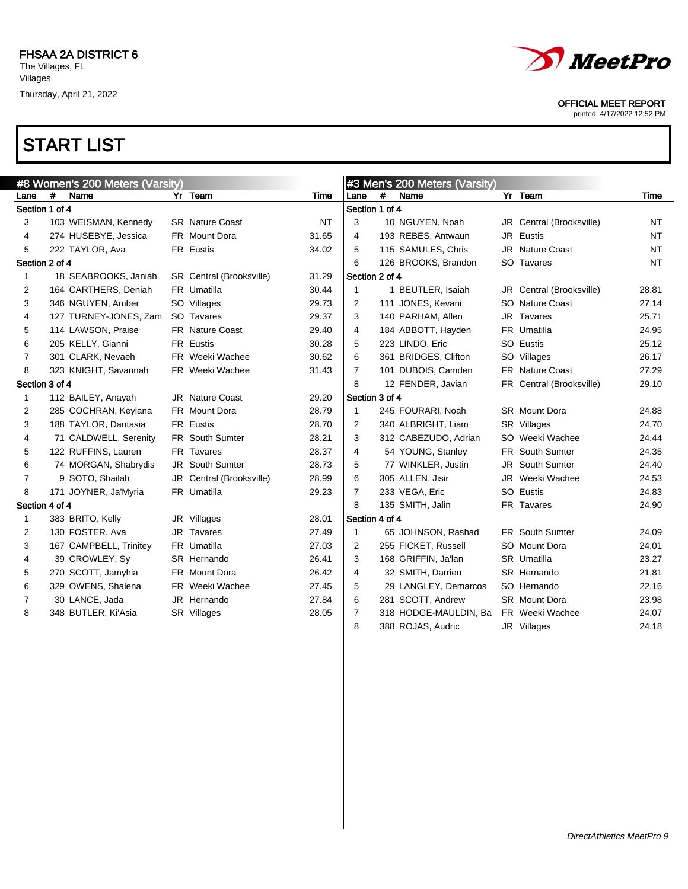FHSAA 2A DISTRICT 6
The Villages, FL
Villages
Thursday, April 21, 2022

OFFICIAL MEET REPORT
printed: 4/17/2022 12:52 PM

# START LIST

## #8 Women's 200 Meters (Varsity)

| Lane | # | Name | Yr | Team | Time |
|---|---|---|---|---|---|
| **Section 1 of 4** | | | | | |
| 3 | 103 | WEISMAN, Kennedy | SR | Nature Coast | NT |
| 4 | 274 | HUSEBYE, Jessica | FR | Mount Dora | 31.65 |
| 5 | 222 | TAYLOR, Ava | FR | Eustis | 34.02 |
| **Section 2 of 4** | | | | | |
| 1 | 18 | SEABROOKS, Janiah | SR | Central (Brooksville) | 31.29 |
| 2 | 164 | CARTHERS, Deniah | FR | Umatilla | 30.44 |
| 3 | 346 | NGUYEN, Amber | SO | Villages | 29.73 |
| 4 | 127 | TURNEY-JONES, Zam | SO | Tavares | 29.37 |
| 5 | 114 | LAWSON, Praise | FR | Nature Coast | 29.40 |
| 6 | 205 | KELLY, Gianni | FR | Eustis | 30.28 |
| 7 | 301 | CLARK, Nevaeh | FR | Weeki Wachee | 30.62 |
| 8 | 323 | KNIGHT, Savannah | FR | Weeki Wachee | 31.43 |
| **Section 3 of 4** | | | | | |
| 1 | 112 | BAILEY, Anayah | JR | Nature Coast | 29.20 |
| 2 | 285 | COCHRAN, Keylana | FR | Mount Dora | 28.79 |
| 3 | 188 | TAYLOR, Dantasia | FR | Eustis | 28.70 |
| 4 | 71 | CALDWELL, Serenity | FR | South Sumter | 28.21 |
| 5 | 122 | RUFFINS, Lauren | FR | Tavares | 28.37 |
| 6 | 74 | MORGAN, Shabrydis | JR | South Sumter | 28.73 |
| 7 | 9 | SOTO, Shailah | JR | Central (Brooksville) | 28.99 |
| 8 | 171 | JOYNER, Ja'Myria | FR | Umatilla | 29.23 |
| **Section 4 of 4** | | | | | |
| 1 | 383 | BRITO, Kelly | JR | Villages | 28.01 |
| 2 | 130 | FOSTER, Ava | JR | Tavares | 27.49 |
| 3 | 167 | CAMPBELL, Trinitey | FR | Umatilla | 27.03 |
| 4 | 39 | CROWLEY, Sy | SR | Hernando | 26.41 |
| 5 | 270 | SCOTT, Jamyhia | FR | Mount Dora | 26.42 |
| 6 | 329 | OWENS, Shalena | FR | Weeki Wachee | 27.45 |
| 7 | 30 | LANCE, Jada | JR | Hernando | 27.84 |
| 8 | 348 | BUTLER, Ki'Asia | SR | Villages | 28.05 |

## #3 Men's 200 Meters (Varsity)

| Lane | # | Name | Yr | Team | Time |
|---|---|---|---|---|---|
| **Section 1 of 4** | | | | | |
| 3 | 10 | NGUYEN, Noah | JR | Central (Brooksville) | NT |
| 4 | 193 | REBES, Antwaun | JR | Eustis | NT |
| 5 | 115 | SAMULES, Chris | JR | Nature Coast | NT |
| 6 | 126 | BROOKS, Brandon | SO | Tavares | NT |
| **Section 2 of 4** | | | | | |
| 1 | 1 | BEUTLER, Isaiah | JR | Central (Brooksville) | 28.81 |
| 2 | 111 | JONES, Kevani | SO | Nature Coast | 27.14 |
| 3 | 140 | PARHAM, Allen | JR | Tavares | 25.71 |
| 4 | 184 | ABBOTT, Hayden | FR | Umatilla | 24.95 |
| 5 | 223 | LINDO, Eric | SO | Eustis | 25.12 |
| 6 | 361 | BRIDGES, Clifton | SO | Villages | 26.17 |
| 7 | 101 | DUBOIS, Camden | FR | Nature Coast | 27.29 |
| 8 | 12 | FENDER, Javian | FR | Central (Brooksville) | 29.10 |
| **Section 3 of 4** | | | | | |
| 1 | 245 | FOURARI, Noah | SR | Mount Dora | 24.88 |
| 2 | 340 | ALBRIGHT, Liam | SR | Villages | 24.70 |
| 3 | 312 | CABEZUDO, Adrian | SO | Weeki Wachee | 24.44 |
| 4 | 54 | YOUNG, Stanley | FR | South Sumter | 24.35 |
| 5 | 77 | WINKLER, Justin | JR | South Sumter | 24.40 |
| 6 | 305 | ALLEN, Jisir | JR | Weeki Wachee | 24.53 |
| 7 | 233 | VEGA, Eric | SO | Eustis | 24.83 |
| 8 | 135 | SMITH, Jalin | FR | Tavares | 24.90 |
| **Section 4 of 4** | | | | | |
| 1 | 65 | JOHNSON, Rashad | FR | South Sumter | 24.09 |
| 2 | 255 | FICKET, Russell | SO | Mount Dora | 24.01 |
| 3 | 168 | GRIFFIN, Ja'lan | SR | Umatilla | 23.27 |
| 4 | 32 | SMITH, Darrien | SR | Hernando | 21.81 |
| 5 | 29 | LANGLEY, Demarcos | SO | Hernando | 22.16 |
| 6 | 281 | SCOTT, Andrew | SR | Mount Dora | 23.98 |
| 7 | 318 | HODGE-MAULDIN, Ba | FR | Weeki Wachee | 24.07 |
| 8 | 388 | ROJAS, Audric | JR | Villages | 24.18 |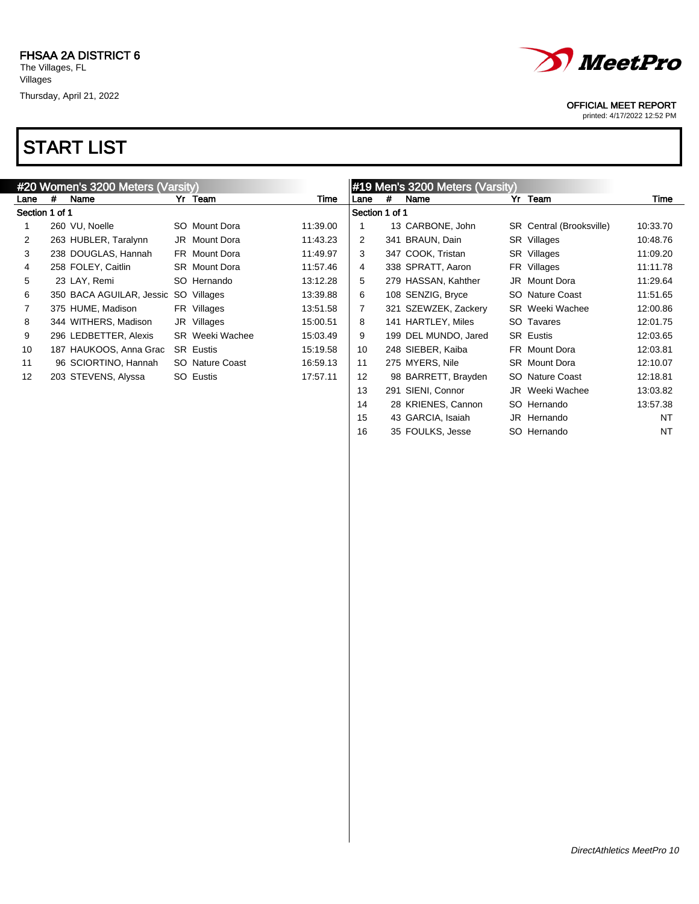FHSAA 2A DISTRICT 6
The Villages, FL
Villages
Thursday, April 21, 2022

OFFICIAL MEET REPORT
printed: 4/17/2022 12:52 PM

# START LIST

## #20 Women's 3200 Meters (Varsity)

Section 1 of 1

| Lane | # | Name | Yr | Team | Time |
|---|---|---|---|---|---|
| 1 | 260 | VU, Noelle | SO | Mount Dora | 11:39.00 |
| 2 | 263 | HUBLER, Taralynn | JR | Mount Dora | 11:43.23 |
| 3 | 238 | DOUGLAS, Hannah | FR | Mount Dora | 11:49.97 |
| 4 | 258 | FOLEY, Caitlin | SR | Mount Dora | 11:57.46 |
| 5 | 23 | LAY, Remi | SO | Hernando | 13:12.28 |
| 6 | 350 | BACA AGUILAR, Jessic | SO | Villages | 13:39.88 |
| 7 | 375 | HUME, Madison | FR | Villages | 13:51.58 |
| 8 | 344 | WITHERS, Madison | JR | Villages | 15:00.51 |
| 9 | 296 | LEDBETTER, Alexis | SR | Weeki Wachee | 15:03.49 |
| 10 | 187 | HAUKOOS, Anna Grac | SR | Eustis | 15:19.58 |
| 11 | 96 | SCIORTINO, Hannah | SO | Nature Coast | 16:59.13 |
| 12 | 203 | STEVENS, Alyssa | SO | Eustis | 17:57.11 |

## #19 Men's 3200 Meters (Varsity)

Section 1 of 1

| Lane | # | Name | Yr | Team | Time |
|---|---|---|---|---|---|
| 1 | 13 | CARBONE, John | SR | Central (Brooksville) | 10:33.70 |
| 2 | 341 | BRAUN, Dain | SR | Villages | 10:48.76 |
| 3 | 347 | COOK, Tristan | SR | Villages | 11:09.20 |
| 4 | 338 | SPRATT, Aaron | FR | Villages | 11:11.78 |
| 5 | 279 | HASSAN, Kahther | JR | Mount Dora | 11:29.64 |
| 6 | 108 | SENZIG, Bryce | SO | Nature Coast | 11:51.65 |
| 7 | 321 | SZEWZEK, Zackery | SR | Weeki Wachee | 12:00.86 |
| 8 | 141 | HARTLEY, Miles | SO | Tavares | 12:01.75 |
| 9 | 199 | DEL MUNDO, Jared | SR | Eustis | 12:03.65 |
| 10 | 248 | SIEBER, Kaiba | FR | Mount Dora | 12:03.81 |
| 11 | 275 | MYERS, Nile | SR | Mount Dora | 12:10.07 |
| 12 | 98 | BARRETT, Brayden | SO | Nature Coast | 12:18.81 |
| 13 | 291 | SIENI, Connor | JR | Weeki Wachee | 13:03.82 |
| 14 | 28 | KRIENES, Cannon | SO | Hernando | 13:57.38 |
| 15 | 43 | GARCIA, Isaiah | JR | Hernando | NT |
| 16 | 35 | FOULKS, Jesse | SO | Hernando | NT |

*DirectAthletics MeetPro 10*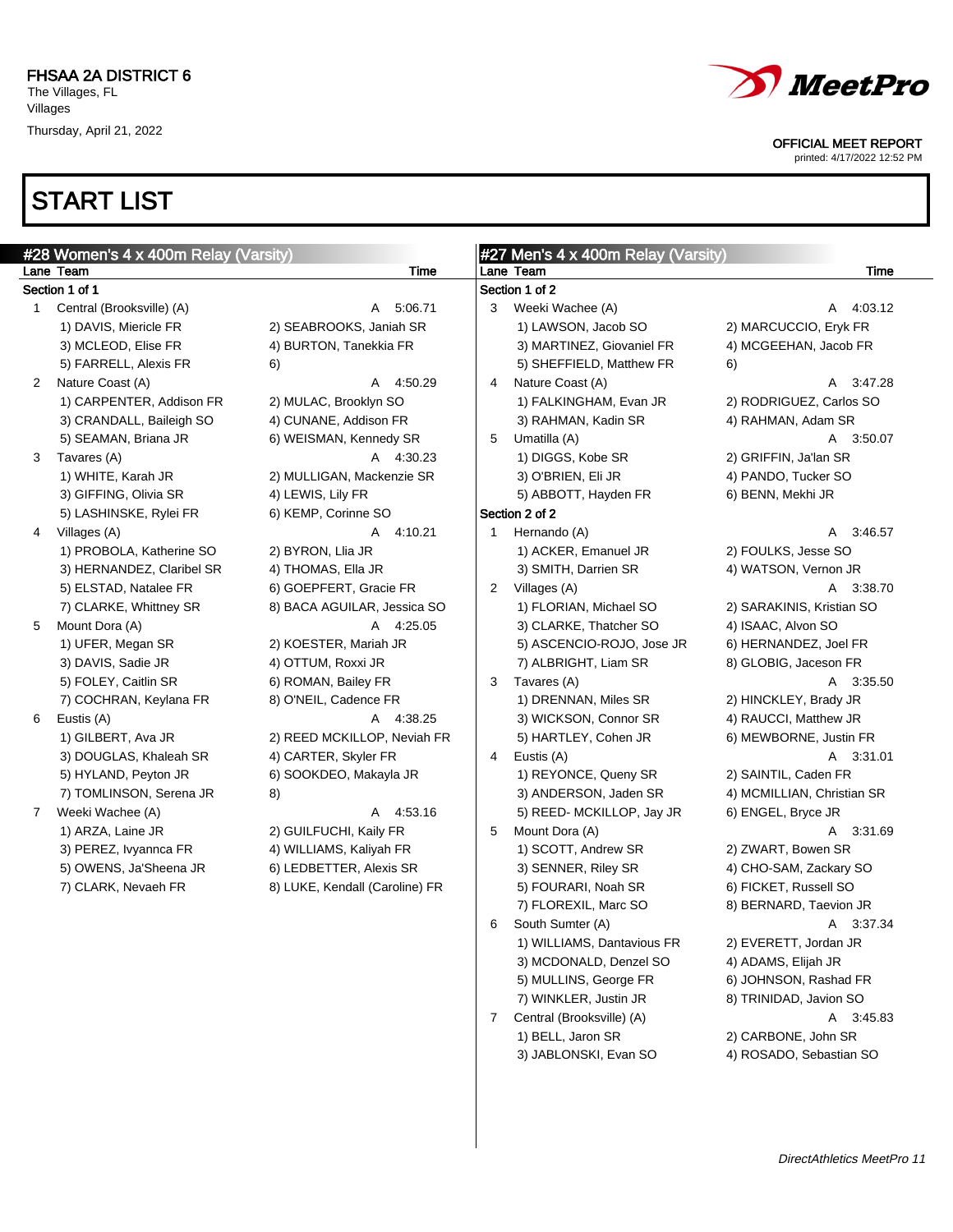FHSAA 2A DISTRICT 6
The Villages, FL
Villages
Thursday, April 21, 2022

OFFICIAL MEET REPORT
printed: 4/17/2022 12:52 PM

# START LIST

## #28 Women's 4 x 400m Relay (Varsity)

| Lane | Team | | Time |
|---|---|---|---|
| **Section 1 of 1** | | | |
| 1 | Central (Brooksville) (A) | | A 5:06.71 |
| | 1) DAVIS, Miericle FR | 2) SEABROOKS, Janiah SR | |
| | 3) MCLEOD, Elise FR | 4) BURTON, Tanekkia FR | |
| | 5) FARRELL, Alexis FR | 6) | |
| 2 | Nature Coast (A) | | A 4:50.29 |
| | 1) CARPENTER, Addison FR | 2) MULAC, Brooklyn SO | |
| | 3) CRANDALL, Baileigh SO | 4) CUNANE, Addison FR | |
| | 5) SEAMAN, Briana JR | 6) WEISMAN, Kennedy SR | |
| 3 | Tavares (A) | | A 4:30.23 |
| | 1) WHITE, Karah JR | 2) MULLIGAN, Mackenzie SR | |
| | 3) GIFFING, Olivia SR | 4) LEWIS, Lily FR | |
| | 5) LASHINSKE, Rylei FR | 6) KEMP, Corinne SO | |
| 4 | Villages (A) | | A 4:10.21 |
| | 1) PROBOLA, Katherine SO | 2) BYRON, Llia JR | |
| | 3) HERNANDEZ, Claribel SR | 4) THOMAS, Ella JR | |
| | 5) ELSTAD, Natalee FR | 6) GOEPFERT, Gracie FR | |
| | 7) CLARKE, Whittney SR | 8) BACA AGUILAR, Jessica SO | |
| 5 | Mount Dora (A) | | A 4:25.05 |
| | 1) UFER, Megan SR | 2) KOESTER, Mariah JR | |
| | 3) DAVIS, Sadie JR | 4) OTTUM, Roxxi JR | |
| | 5) FOLEY, Caitlin SR | 6) ROMAN, Bailey FR | |
| | 7) COCHRAN, Keylana FR | 8) O'NEIL, Cadence FR | |
| 6 | Eustis (A) | | A 4:38.25 |
| | 1) GILBERT, Ava JR | 2) REED MCKILLOP, Neviah FR | |
| | 3) DOUGLAS, Khaleah SR | 4) CARTER, Skyler FR | |
| | 5) HYLAND, Peyton JR | 6) SOOKDEO, Makayla JR | |
| | 7) TOMLINSON, Serena JR | 8) | |
| 7 | Weeki Wachee (A) | | A 4:53.16 |
| | 1) ARZA, Laine JR | 2) GUILFUCHI, Kaily FR | |
| | 3) PEREZ, Ivyannca FR | 4) WILLIAMS, Kaliyah FR | |
| | 5) OWENS, Ja'Sheena JR | 6) LEDBETTER, Alexis SR | |
| | 7) CLARK, Nevaeh FR | 8) LUKE, Kendall (Caroline) FR | |

## #27 Men's 4 x 400m Relay (Varsity)

| Lane | Team | | Time |
|---|---|---|---|
| **Section 1 of 2** | | | |
| 3 | Weeki Wachee (A) | | A 4:03.12 |
| | 1) LAWSON, Jacob SO | 2) MARCUCCIO, Eryk FR | |
| | 3) MARTINEZ, Giovaniel FR | 4) MCGEEHAN, Jacob FR | |
| | 5) SHEFFIELD, Matthew FR | 6) | |
| 4 | Nature Coast (A) | | A 3:47.28 |
| | 1) FALKINGHAM, Evan JR | 2) RODRIGUEZ, Carlos SO | |
| | 3) RAHMAN, Kadin SR | 4) RAHMAN, Adam SR | |
| 5 | Umatilla (A) | | A 3:50.07 |
| | 1) DIGGS, Kobe SR | 2) GRIFFIN, Ja'lan SR | |
| | 3) O'BRIEN, Eli JR | 4) PANDO, Tucker SO | |
| | 5) ABBOTT, Hayden FR | 6) BENN, Mekhi JR | |
| **Section 2 of 2** | | | |
| 1 | Hernando (A) | | A 3:46.57 |
| | 1) ACKER, Emanuel JR | 2) FOULKS, Jesse SO | |
| | 3) SMITH, Darrien SR | 4) WATSON, Vernon JR | |
| 2 | Villages (A) | | A 3:38.70 |
| | 1) FLORIAN, Michael SO | 2) SARAKINIS, Kristian SO | |
| | 3) CLARKE, Thatcher SO | 4) ISAAC, Alvon SO | |
| | 5) ASCENCIO-ROJO, Jose JR | 6) HERNANDEZ, Joel FR | |
| | 7) ALBRIGHT, Liam SR | 8) GLOBIG, Jaceson FR | |
| 3 | Tavares (A) | | A 3:35.50 |
| | 1) DRENNAN, Miles SR | 2) HINCKLEY, Brady JR | |
| | 3) WICKSON, Connor SR | 4) RAUCCI, Matthew JR | |
| | 5) HARTLEY, Cohen JR | 6) MEWBORNE, Justin FR | |
| 4 | Eustis (A) | | A 3:31.01 |
| | 1) REYONCE, Queny SR | 2) SAINTIL, Caden FR | |
| | 3) ANDERSON, Jaden SR | 4) MCMILLIAN, Christian SR | |
| | 5) REED- MCKILLOP, Jay JR | 6) ENGEL, Bryce JR | |
| 5 | Mount Dora (A) | | A 3:31.69 |
| | 1) SCOTT, Andrew SR | 2) ZWART, Bowen SR | |
| | 3) SENNER, Riley SR | 4) CHO-SAM, Zackary SO | |
| | 5) FOURARI, Noah SR | 6) FICKET, Russell SO | |
| | 7) FLOREXIL, Marc SO | 8) BERNARD, Taevion JR | |
| 6 | South Sumter (A) | | A 3:37.34 |
| | 1) WILLIAMS, Dantavious FR | 2) EVERETT, Jordan JR | |
| | 3) MCDONALD, Denzel SO | 4) ADAMS, Elijah JR | |
| | 5) MULLINS, George FR | 6) JOHNSON, Rashad FR | |
| | 7) WINKLER, Justin JR | 8) TRINIDAD, Javion SO | |
| 7 | Central (Brooksville) (A) | | A 3:45.83 |
| | 1) BELL, Jaron SR | 2) CARBONE, John SR | |
| | 3) JABLONSKI, Evan SO | 4) ROSADO, Sebastian SO | |

*DirectAthletics MeetPro 11*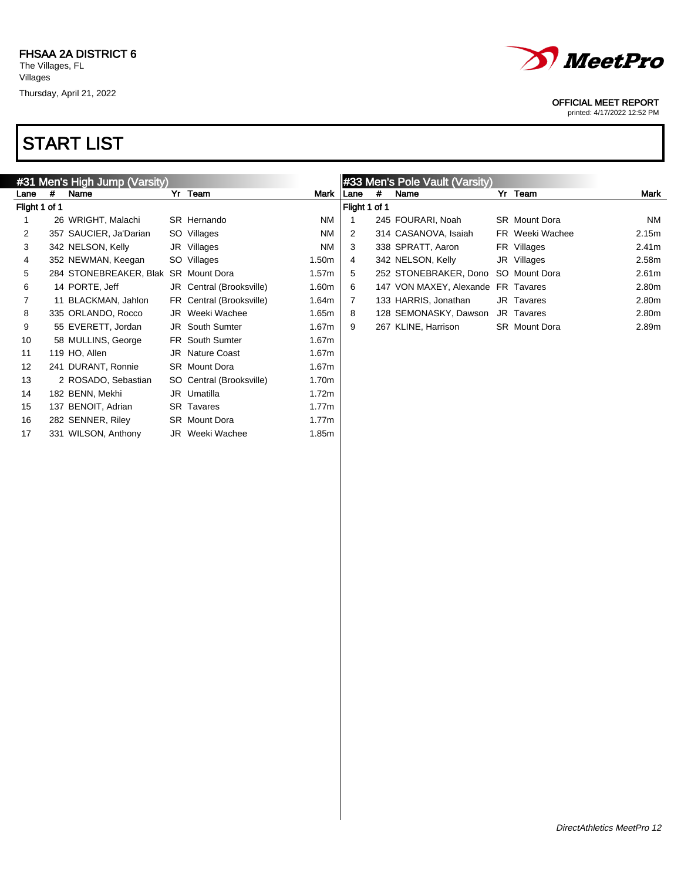FHSAA 2A DISTRICT 6
The Villages, FL
Villages
Thursday, April 21, 2022

MeetPro

OFFICIAL MEET REPORT
printed: 4/17/2022 12:52 PM

# START LIST

## #31 Men's High Jump (Varsity)

Flight 1 of 1

| Lane | # | Name | Yr | Team | Mark |
|---|---|---|---|---|---|
| 1 | 26 | WRIGHT, Malachi | SR | Hernando | NM |
| 2 | 357 | SAUCIER, Ja'Darian | SO | Villages | NM |
| 3 | 342 | NELSON, Kelly | JR | Villages | NM |
| 4 | 352 | NEWMAN, Keegan | SO | Villages | 1.50m |
| 5 | 284 | STONEBREAKER, Blak | SR | Mount Dora | 1.57m |
| 6 | 14 | PORTE, Jeff | JR | Central (Brooksville) | 1.60m |
| 7 | 11 | BLACKMAN, Jahlon | FR | Central (Brooksville) | 1.64m |
| 8 | 335 | ORLANDO, Rocco | JR | Weeki Wachee | 1.65m |
| 9 | 55 | EVERETT, Jordan | JR | South Sumter | 1.67m |
| 10 | 58 | MULLINS, George | FR | South Sumter | 1.67m |
| 11 | 119 | HO, Allen | JR | Nature Coast | 1.67m |
| 12 | 241 | DURANT, Ronnie | SR | Mount Dora | 1.67m |
| 13 | 2 | ROSADO, Sebastian | SO | Central (Brooksville) | 1.70m |
| 14 | 182 | BENN, Mekhi | JR | Umatilla | 1.72m |
| 15 | 137 | BENOIT, Adrian | SR | Tavares | 1.77m |
| 16 | 282 | SENNER, Riley | SR | Mount Dora | 1.77m |
| 17 | 331 | WILSON, Anthony | JR | Weeki Wachee | 1.85m |

## #33 Men's Pole Vault (Varsity)

Flight 1 of 1

| Lane | # | Name | Yr | Team | Mark |
|---|---|---|---|---|---|
| 1 | 245 | FOURARI, Noah | SR | Mount Dora | NM |
| 2 | 314 | CASANOVA, Isaiah | FR | Weeki Wachee | 2.15m |
| 3 | 338 | SPRATT, Aaron | FR | Villages | 2.41m |
| 4 | 342 | NELSON, Kelly | JR | Villages | 2.58m |
| 5 | 252 | STONEBRAKER, Dono | SO | Mount Dora | 2.61m |
| 6 | 147 | VON MAXEY, Alexande | FR | Tavares | 2.80m |
| 7 | 133 | HARRIS, Jonathan | JR | Tavares | 2.80m |
| 8 | 128 | SEMONASKY, Dawson | JR | Tavares | 2.80m |
| 9 | 267 | KLINE, Harrison | SR | Mount Dora | 2.89m |

*DirectAthletics MeetPro 12*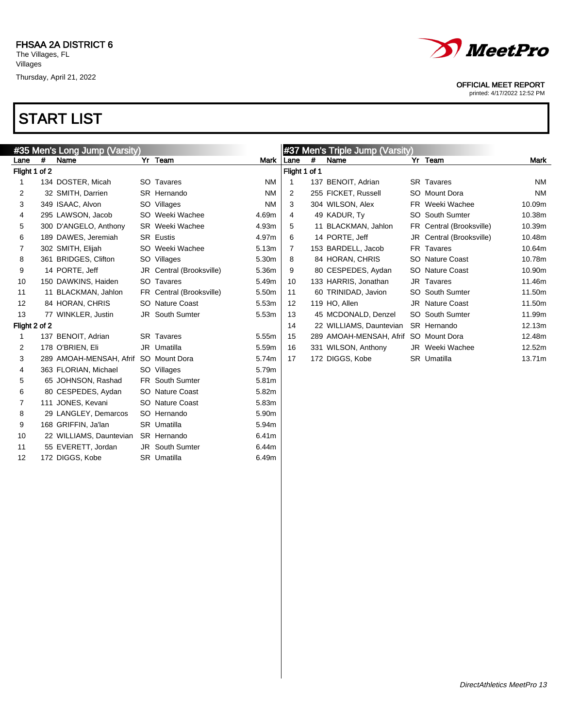FHSAA 2A DISTRICT 6
The Villages, FL
Villages
Thursday, April 21, 2022

OFFICIAL MEET REPORT
printed: 4/17/2022 12:52 PM

# START LIST

## #35 Men's Long Jump (Varsity)

| Lane | # | Name | Yr | Team | Mark |
|---|---|---|---|---|---|
| **Flight 1 of 2** | | | | | |
| 1 | 134 | DOSTER, Micah | SO | Tavares | NM |
| 2 | 32 | SMITH, Darrien | SR | Hernando | NM |
| 3 | 349 | ISAAC, Alvon | SO | Villages | NM |
| 4 | 295 | LAWSON, Jacob | SO | Weeki Wachee | 4.69m |
| 5 | 300 | D'ANGELO, Anthony | SR | Weeki Wachee | 4.93m |
| 6 | 189 | DAWES, Jeremiah | SR | Eustis | 4.97m |
| 7 | 302 | SMITH, Elijah | SO | Weeki Wachee | 5.13m |
| 8 | 361 | BRIDGES, Clifton | SO | Villages | 5.30m |
| 9 | 14 | PORTE, Jeff | JR | Central (Brooksville) | 5.36m |
| 10 | 150 | DAWKINS, Haiden | SO | Tavares | 5.49m |
| 11 | 11 | BLACKMAN, Jahlon | FR | Central (Brooksville) | 5.50m |
| 12 | 84 | HORAN, CHRIS | SO | Nature Coast | 5.53m |
| 13 | 77 | WINKLER, Justin | JR | South Sumter | 5.53m |
| **Flight 2 of 2** | | | | | |
| 1 | 137 | BENOIT, Adrian | SR | Tavares | 5.55m |
| 2 | 178 | O'BRIEN, Eli | JR | Umatilla | 5.59m |
| 3 | 289 | AMOAH-MENSAH, Afrif | SO | Mount Dora | 5.74m |
| 4 | 363 | FLORIAN, Michael | SO | Villages | 5.79m |
| 5 | 65 | JOHNSON, Rashad | FR | South Sumter | 5.81m |
| 6 | 80 | CESPEDES, Aydan | SO | Nature Coast | 5.82m |
| 7 | 111 | JONES, Kevani | SO | Nature Coast | 5.83m |
| 8 | 29 | LANGLEY, Demarcos | SO | Hernando | 5.90m |
| 9 | 168 | GRIFFIN, Ja'lan | SR | Umatilla | 5.94m |
| 10 | 22 | WILLIAMS, Dauntevian | SR | Hernando | 6.41m |
| 11 | 55 | EVERETT, Jordan | JR | South Sumter | 6.44m |
| 12 | 172 | DIGGS, Kobe | SR | Umatilla | 6.49m |

## #37 Men's Triple Jump (Varsity)

| Lane | # | Name | Yr | Team | Mark |
|---|---|---|---|---|---|
| **Flight 1 of 1** | | | | | |
| 1 | 137 | BENOIT, Adrian | SR | Tavares | NM |
| 2 | 255 | FICKET, Russell | SO | Mount Dora | NM |
| 3 | 304 | WILSON, Alex | FR | Weeki Wachee | 10.09m |
| 4 | 49 | KADUR, Ty | SO | South Sumter | 10.38m |
| 5 | 11 | BLACKMAN, Jahlon | FR | Central (Brooksville) | 10.39m |
| 6 | 14 | PORTE, Jeff | JR | Central (Brooksville) | 10.48m |
| 7 | 153 | BARDELL, Jacob | FR | Tavares | 10.64m |
| 8 | 84 | HORAN, CHRIS | SO | Nature Coast | 10.78m |
| 9 | 80 | CESPEDES, Aydan | SO | Nature Coast | 10.90m |
| 10 | 133 | HARRIS, Jonathan | JR | Tavares | 11.46m |
| 11 | 60 | TRINIDAD, Javion | SO | South Sumter | 11.50m |
| 12 | 119 | HO, Allen | JR | Nature Coast | 11.50m |
| 13 | 45 | MCDONALD, Denzel | SO | South Sumter | 11.99m |
| 14 | 22 | WILLIAMS, Dauntevian | SR | Hernando | 12.13m |
| 15 | 289 | AMOAH-MENSAH, Afrif | SO | Mount Dora | 12.48m |
| 16 | 331 | WILSON, Anthony | JR | Weeki Wachee | 12.52m |
| 17 | 172 | DIGGS, Kobe | SR | Umatilla | 13.71m |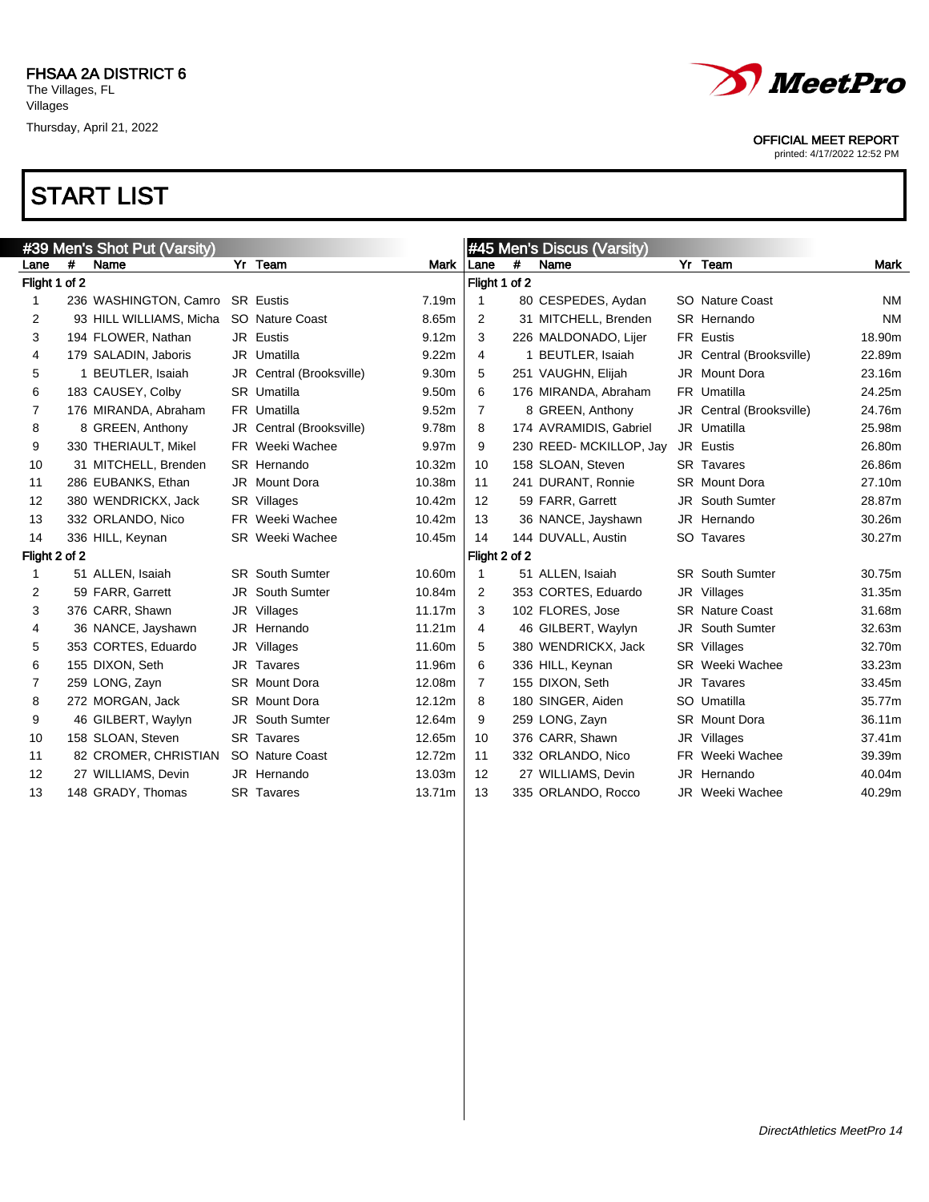FHSAA 2A DISTRICT 6
The Villages, FL
Villages
Thursday, April 21, 2022

OFFICIAL MEET REPORT
printed: 4/17/2022 12:52 PM

# START LIST

## #39 Men's Shot Put (Varsity)

| Lane | # | Name | Yr | Team | Mark |
|---|---|---|---|---|---|
| **Flight 1 of 2** | | | | | |
| 1 | 236 | WASHINGTON, Camro | SR | Eustis | 7.19m |
| 2 | 93 | HILL WILLIAMS, Micha | SO | Nature Coast | 8.65m |
| 3 | 194 | FLOWER, Nathan | JR | Eustis | 9.12m |
| 4 | 179 | SALADIN, Jaboris | JR | Umatilla | 9.22m |
| 5 | 1 | BEUTLER, Isaiah | JR | Central (Brooksville) | 9.30m |
| 6 | 183 | CAUSEY, Colby | SR | Umatilla | 9.50m |
| 7 | 176 | MIRANDA, Abraham | FR | Umatilla | 9.52m |
| 8 | 8 | GREEN, Anthony | JR | Central (Brooksville) | 9.78m |
| 9 | 330 | THERIAULT, Mikel | FR | Weeki Wachee | 9.97m |
| 10 | 31 | MITCHELL, Brenden | SR | Hernando | 10.32m |
| 11 | 286 | EUBANKS, Ethan | JR | Mount Dora | 10.38m |
| 12 | 380 | WENDRICKX, Jack | SR | Villages | 10.42m |
| 13 | 332 | ORLANDO, Nico | FR | Weeki Wachee | 10.42m |
| 14 | 336 | HILL, Keynan | SR | Weeki Wachee | 10.45m |
| **Flight 2 of 2** | | | | | |
| 1 | 51 | ALLEN, Isaiah | SR | South Sumter | 10.60m |
| 2 | 59 | FARR, Garrett | JR | South Sumter | 10.84m |
| 3 | 376 | CARR, Shawn | JR | Villages | 11.17m |
| 4 | 36 | NANCE, Jayshawn | JR | Hernando | 11.21m |
| 5 | 353 | CORTES, Eduardo | JR | Villages | 11.60m |
| 6 | 155 | DIXON, Seth | JR | Tavares | 11.96m |
| 7 | 259 | LONG, Zayn | SR | Mount Dora | 12.08m |
| 8 | 272 | MORGAN, Jack | SR | Mount Dora | 12.12m |
| 9 | 46 | GILBERT, Waylyn | JR | South Sumter | 12.64m |
| 10 | 158 | SLOAN, Steven | SR | Tavares | 12.65m |
| 11 | 82 | CROMER, CHRISTIAN | SO | Nature Coast | 12.72m |
| 12 | 27 | WILLIAMS, Devin | JR | Hernando | 13.03m |
| 13 | 148 | GRADY, Thomas | SR | Tavares | 13.71m |

## #45 Men's Discus (Varsity)

| Lane | # | Name | Yr | Team | Mark |
|---|---|---|---|---|---|
| **Flight 1 of 2** | | | | | |
| 1 | 80 | CESPEDES, Aydan | SO | Nature Coast | NM |
| 2 | 31 | MITCHELL, Brenden | SR | Hernando | NM |
| 3 | 226 | MALDONADO, Lijer | FR | Eustis | 18.90m |
| 4 | 1 | BEUTLER, Isaiah | JR | Central (Brooksville) | 22.89m |
| 5 | 251 | VAUGHN, Elijah | JR | Mount Dora | 23.16m |
| 6 | 176 | MIRANDA, Abraham | FR | Umatilla | 24.25m |
| 7 | 8 | GREEN, Anthony | JR | Central (Brooksville) | 24.76m |
| 8 | 174 | AVRAMIDIS, Gabriel | JR | Umatilla | 25.98m |
| 9 | 230 | REED- MCKILLOP, Jay | JR | Eustis | 26.80m |
| 10 | 158 | SLOAN, Steven | SR | Tavares | 26.86m |
| 11 | 241 | DURANT, Ronnie | SR | Mount Dora | 27.10m |
| 12 | 59 | FARR, Garrett | JR | South Sumter | 28.87m |
| 13 | 36 | NANCE, Jayshawn | JR | Hernando | 30.26m |
| 14 | 144 | DUVALL, Austin | SO | Tavares | 30.27m |
| **Flight 2 of 2** | | | | | |
| 1 | 51 | ALLEN, Isaiah | SR | South Sumter | 30.75m |
| 2 | 353 | CORTES, Eduardo | JR | Villages | 31.35m |
| 3 | 102 | FLORES, Jose | SR | Nature Coast | 31.68m |
| 4 | 46 | GILBERT, Waylyn | JR | South Sumter | 32.63m |
| 5 | 380 | WENDRICKX, Jack | SR | Villages | 32.70m |
| 6 | 336 | HILL, Keynan | SR | Weeki Wachee | 33.23m |
| 7 | 155 | DIXON, Seth | JR | Tavares | 33.45m |
| 8 | 180 | SINGER, Aiden | SO | Umatilla | 35.77m |
| 9 | 259 | LONG, Zayn | SR | Mount Dora | 36.11m |
| 10 | 376 | CARR, Shawn | JR | Villages | 37.41m |
| 11 | 332 | ORLANDO, Nico | FR | Weeki Wachee | 39.39m |
| 12 | 27 | WILLIAMS, Devin | JR | Hernando | 40.04m |
| 13 | 335 | ORLANDO, Rocco | JR | Weeki Wachee | 40.29m |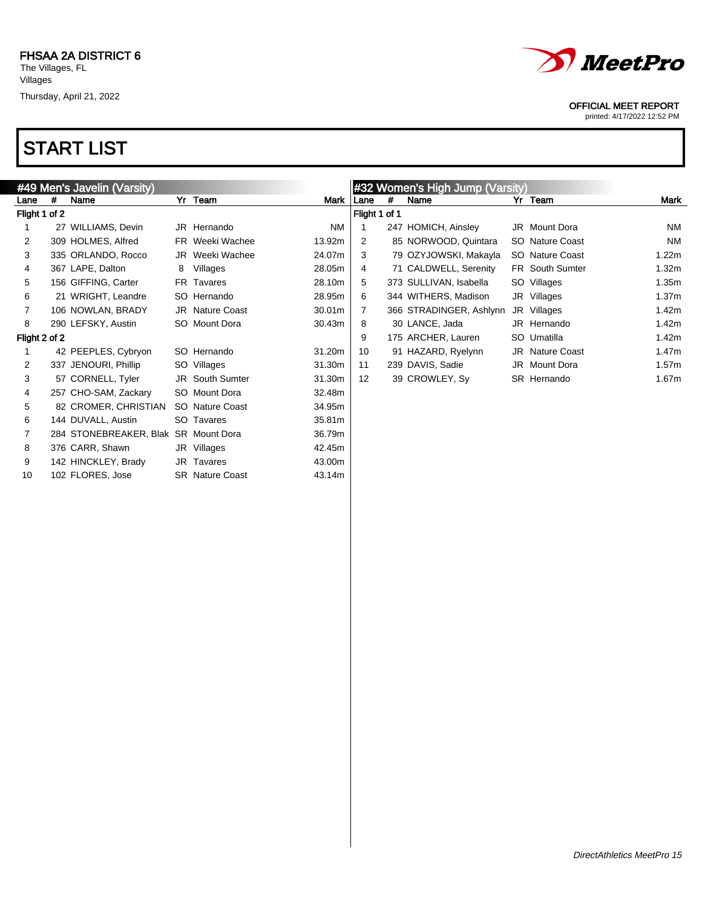FHSAA 2A DISTRICT 6
The Villages, FL
Villages
Thursday, April 21, 2022

OFFICIAL MEET REPORT
printed: 4/17/2022 12:52 PM

# START LIST

## #49 Men's Javelin (Varsity)

| Lane | # | Name | Yr | Team | Mark |
|---|---|---|---|---|---|
| **Flight 1 of 2** | | | | | |
| 1 | 27 | WILLIAMS, Devin | JR | Hernando | NM |
| 2 | 309 | HOLMES, Alfred | FR | Weeki Wachee | 13.92m |
| 3 | 335 | ORLANDO, Rocco | JR | Weeki Wachee | 24.07m |
| 4 | 367 | LAPE, Dalton | 8 | Villages | 28.05m |
| 5 | 156 | GIFFING, Carter | FR | Tavares | 28.10m |
| 6 | 21 | WRIGHT, Leandre | SO | Hernando | 28.95m |
| 7 | 106 | NOWLAN, BRADY | JR | Nature Coast | 30.01m |
| 8 | 290 | LEFSKY, Austin | SO | Mount Dora | 30.43m |
| **Flight 2 of 2** | | | | | |
| 1 | 42 | PEEPLES, Cybryon | SO | Hernando | 31.20m |
| 2 | 337 | JENOURI, Phillip | SO | Villages | 31.30m |
| 3 | 57 | CORNELL, Tyler | JR | South Sumter | 31.30m |
| 4 | 257 | CHO-SAM, Zackary | SO | Mount Dora | 32.48m |
| 5 | 82 | CROMER, CHRISTIAN | SO | Nature Coast | 34.95m |
| 6 | 144 | DUVALL, Austin | SO | Tavares | 35.81m |
| 7 | 284 | STONEBREAKER, Blak | SR | Mount Dora | 36.79m |
| 8 | 376 | CARR, Shawn | JR | Villages | 42.45m |
| 9 | 142 | HINCKLEY, Brady | JR | Tavares | 43.00m |
| 10 | 102 | FLORES, Jose | SR | Nature Coast | 43.14m |

## #32 Women's High Jump (Varsity)

| Lane | # | Name | Yr | Team | Mark |
|---|---|---|---|---|---|
| **Flight 1 of 1** | | | | | |
| 1 | 247 | HOMICH, Ainsley | JR | Mount Dora | NM |
| 2 | 85 | NORWOOD, Quintara | SO | Nature Coast | NM |
| 3 | 79 | OZYJOWSKI, Makayla | SO | Nature Coast | 1.22m |
| 4 | 71 | CALDWELL, Serenity | FR | South Sumter | 1.32m |
| 5 | 373 | SULLIVAN, Isabella | SO | Villages | 1.35m |
| 6 | 344 | WITHERS, Madison | JR | Villages | 1.37m |
| 7 | 366 | STRADINGER, Ashlynn | JR | Villages | 1.42m |
| 8 | 30 | LANCE, Jada | JR | Hernando | 1.42m |
| 9 | 175 | ARCHER, Lauren | SO | Umatilla | 1.42m |
| 10 | 91 | HAZARD, Ryelynn | JR | Nature Coast | 1.47m |
| 11 | 239 | DAVIS, Sadie | JR | Mount Dora | 1.57m |
| 12 | 39 | CROWLEY, Sy | SR | Hernando | 1.67m |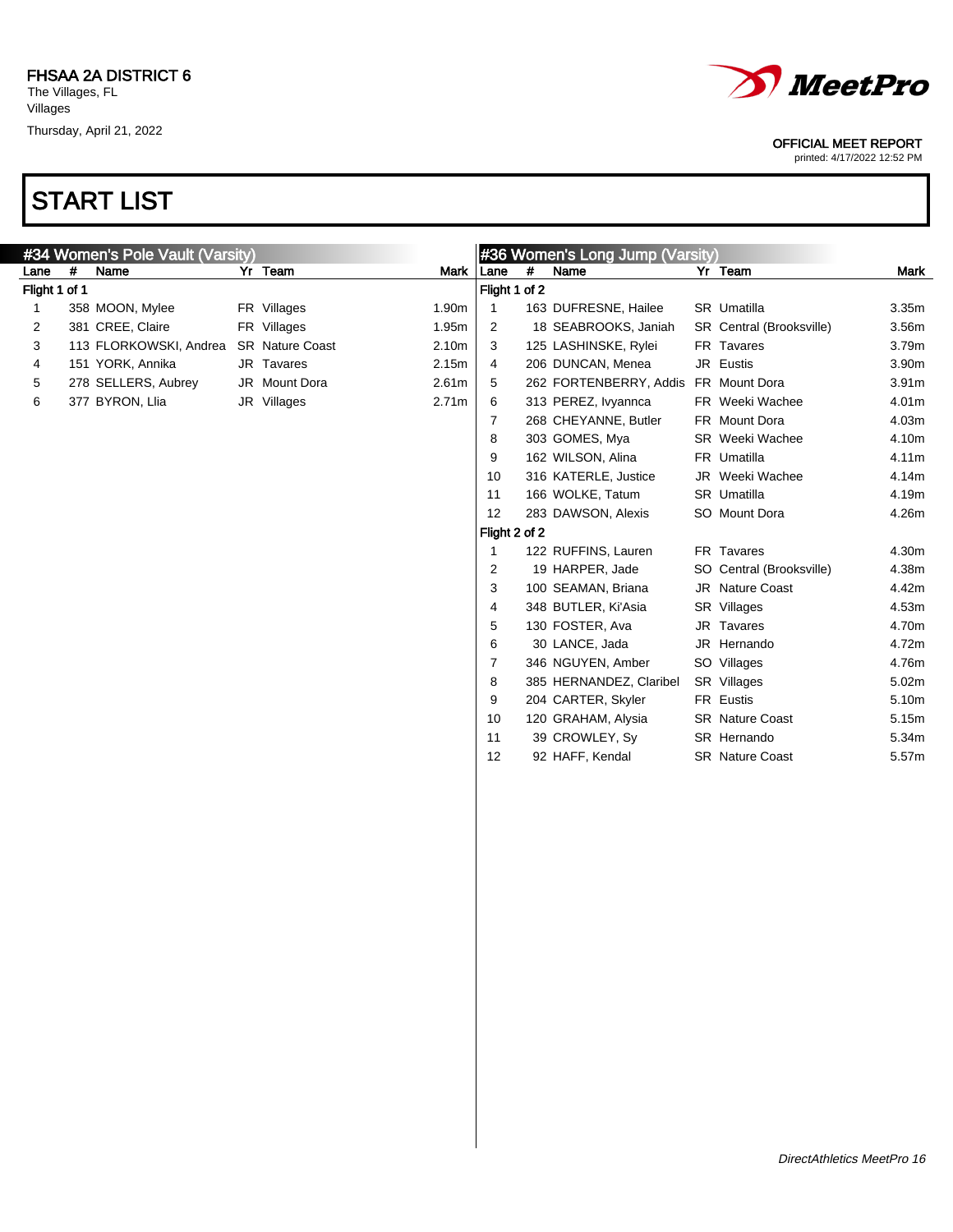FHSAA 2A DISTRICT 6
The Villages, FL
Villages
Thursday, April 21, 2022

OFFICIAL MEET REPORT
printed: 4/17/2022 12:52 PM

# START LIST

## #34 Women's Pole Vault (Varsity)

| Lane | # | Name | Yr | Team | Mark |
|---|---|---|---|---|---|
| **Flight 1 of 1** | | | | | |
| 1 | 358 | MOON, Mylee | FR | Villages | 1.90m |
| 2 | 381 | CREE, Claire | FR | Villages | 1.95m |
| 3 | 113 | FLORKOWSKI, Andrea | SR | Nature Coast | 2.10m |
| 4 | 151 | YORK, Annika | JR | Tavares | 2.15m |
| 5 | 278 | SELLERS, Aubrey | JR | Mount Dora | 2.61m |
| 6 | 377 | BYRON, Llia | JR | Villages | 2.71m |

## #36 Women's Long Jump (Varsity)

| Lane | # | Name | Yr | Team | Mark |
|---|---|---|---|---|---|
| **Flight 1 of 2** | | | | | |
| 1 | 163 | DUFRESNE, Hailee | SR | Umatilla | 3.35m |
| 2 | 18 | SEABROOKS, Janiah | SR | Central (Brooksville) | 3.56m |
| 3 | 125 | LASHINSKE, Rylei | FR | Tavares | 3.79m |
| 4 | 206 | DUNCAN, Menea | JR | Eustis | 3.90m |
| 5 | 262 | FORTENBERRY, Addis | FR | Mount Dora | 3.91m |
| 6 | 313 | PEREZ, Ivyannca | FR | Weeki Wachee | 4.01m |
| 7 | 268 | CHEYANNE, Butler | FR | Mount Dora | 4.03m |
| 8 | 303 | GOMES, Mya | SR | Weeki Wachee | 4.10m |
| 9 | 162 | WILSON, Alina | FR | Umatilla | 4.11m |
| 10 | 316 | KATERLE, Justice | JR | Weeki Wachee | 4.14m |
| 11 | 166 | WOLKE, Tatum | SR | Umatilla | 4.19m |
| 12 | 283 | DAWSON, Alexis | SO | Mount Dora | 4.26m |
| **Flight 2 of 2** | | | | | |
| 1 | 122 | RUFFINS, Lauren | FR | Tavares | 4.30m |
| 2 | 19 | HARPER, Jade | SO | Central (Brooksville) | 4.38m |
| 3 | 100 | SEAMAN, Briana | JR | Nature Coast | 4.42m |
| 4 | 348 | BUTLER, Ki'Asia | SR | Villages | 4.53m |
| 5 | 130 | FOSTER, Ava | JR | Tavares | 4.70m |
| 6 | 30 | LANCE, Jada | JR | Hernando | 4.72m |
| 7 | 346 | NGUYEN, Amber | SO | Villages | 4.76m |
| 8 | 385 | HERNANDEZ, Claribel | SR | Villages | 5.02m |
| 9 | 204 | CARTER, Skyler | FR | Eustis | 5.10m |
| 10 | 120 | GRAHAM, Alysia | SR | Nature Coast | 5.15m |
| 11 | 39 | CROWLEY, Sy | SR | Hernando | 5.34m |
| 12 | 92 | HAFF, Kendal | SR | Nature Coast | 5.57m |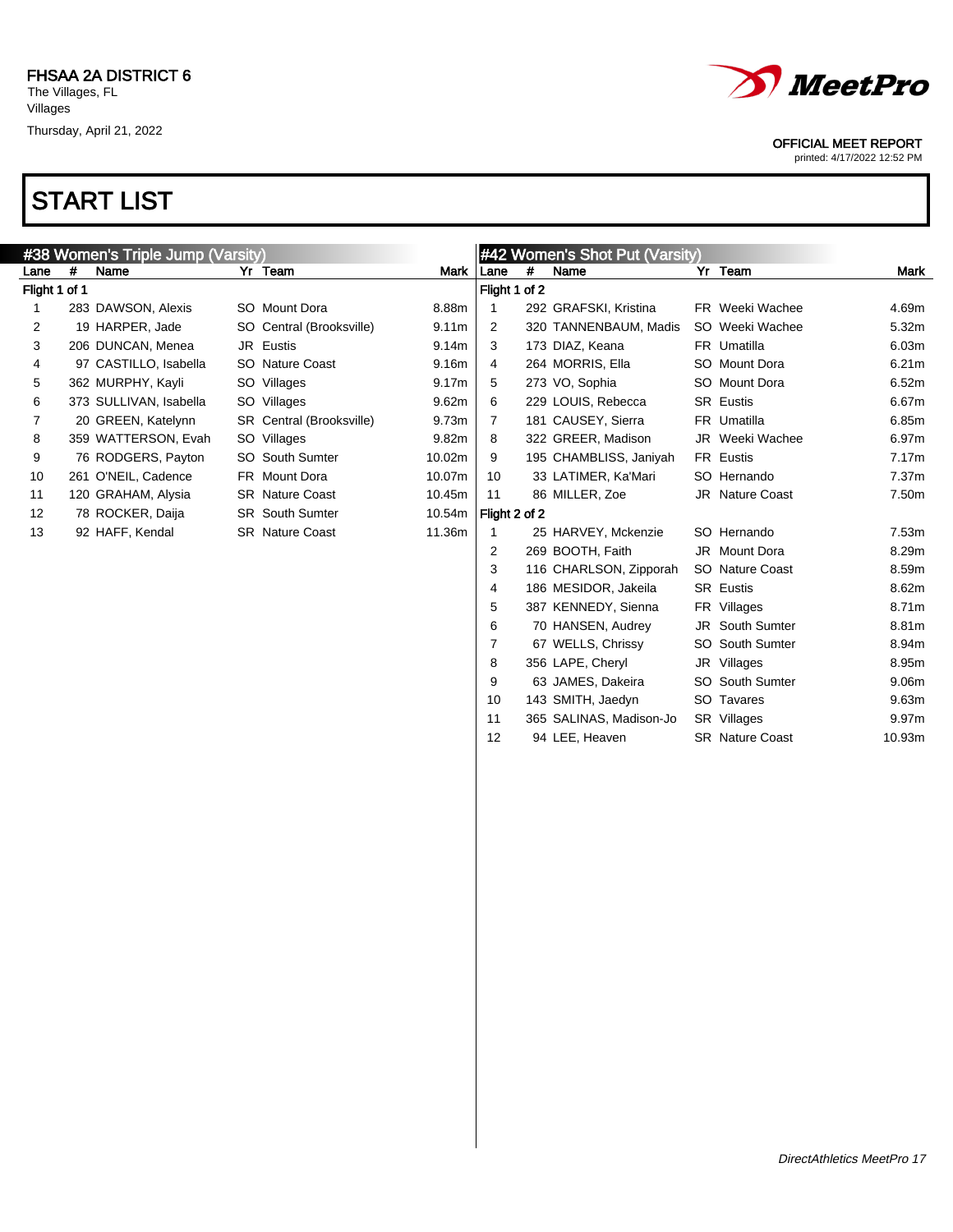FHSAA 2A DISTRICT 6
The Villages, FL
Villages
Thursday, April 21, 2022

OFFICIAL MEET REPORT
printed: 4/17/2022 12:52 PM

# START LIST

## #38 Women's Triple Jump (Varsity)

| Lane | # | Name | Yr | Team | Mark |
|---|---|---|---|---|---|
| **Flight 1 of 1** | | | | | |
| 1 | 283 | DAWSON, Alexis | SO | Mount Dora | 8.88m |
| 2 | 19 | HARPER, Jade | SO | Central (Brooksville) | 9.11m |
| 3 | 206 | DUNCAN, Menea | JR | Eustis | 9.14m |
| 4 | 97 | CASTILLO, Isabella | SO | Nature Coast | 9.16m |
| 5 | 362 | MURPHY, Kayli | SO | Villages | 9.17m |
| 6 | 373 | SULLIVAN, Isabella | SO | Villages | 9.62m |
| 7 | 20 | GREEN, Katelynn | SR | Central (Brooksville) | 9.73m |
| 8 | 359 | WATTERSON, Evah | SO | Villages | 9.82m |
| 9 | 76 | RODGERS, Payton | SO | South Sumter | 10.02m |
| 10 | 261 | O'NEIL, Cadence | FR | Mount Dora | 10.07m |
| 11 | 120 | GRAHAM, Alysia | SR | Nature Coast | 10.45m |
| 12 | 78 | ROCKER, Daija | SR | South Sumter | 10.54m |
| 13 | 92 | HAFF, Kendal | SR | Nature Coast | 11.36m |

## #42 Women's Shot Put (Varsity)

| Lane | # | Name | Yr | Team | Mark |
|---|---|---|---|---|---|
| **Flight 1 of 2** | | | | | |
| 1 | 292 | GRAFSKI, Kristina | FR | Weeki Wachee | 4.69m |
| 2 | 320 | TANNENBAUM, Madis | SO | Weeki Wachee | 5.32m |
| 3 | 173 | DIAZ, Keana | FR | Umatilla | 6.03m |
| 4 | 264 | MORRIS, Ella | SO | Mount Dora | 6.21m |
| 5 | 273 | VO, Sophia | SO | Mount Dora | 6.52m |
| 6 | 229 | LOUIS, Rebecca | SR | Eustis | 6.67m |
| 7 | 181 | CAUSEY, Sierra | FR | Umatilla | 6.85m |
| 8 | 322 | GREER, Madison | JR | Weeki Wachee | 6.97m |
| 9 | 195 | CHAMBLISS, Janiyah | FR | Eustis | 7.17m |
| 10 | 33 | LATIMER, Ka'Mari | SO | Hernando | 7.37m |
| 11 | 86 | MILLER, Zoe | JR | Nature Coast | 7.50m |
| **Flight 2 of 2** | | | | | |
| 1 | 25 | HARVEY, Mckenzie | SO | Hernando | 7.53m |
| 2 | 269 | BOOTH, Faith | JR | Mount Dora | 8.29m |
| 3 | 116 | CHARLSON, Zipporah | SO | Nature Coast | 8.59m |
| 4 | 186 | MESIDOR, Jakeila | SR | Eustis | 8.62m |
| 5 | 387 | KENNEDY, Sienna | FR | Villages | 8.71m |
| 6 | 70 | HANSEN, Audrey | JR | South Sumter | 8.81m |
| 7 | 67 | WELLS, Chrissy | SO | South Sumter | 8.94m |
| 8 | 356 | LAPE, Cheryl | JR | Villages | 8.95m |
| 9 | 63 | JAMES, Dakeira | SO | South Sumter | 9.06m |
| 10 | 143 | SMITH, Jaedyn | SO | Tavares | 9.63m |
| 11 | 365 | SALINAS, Madison-Jo | SR | Villages | 9.97m |
| 12 | 94 | LEE, Heaven | SR | Nature Coast | 10.93m |

*DirectAthletics MeetPro 17*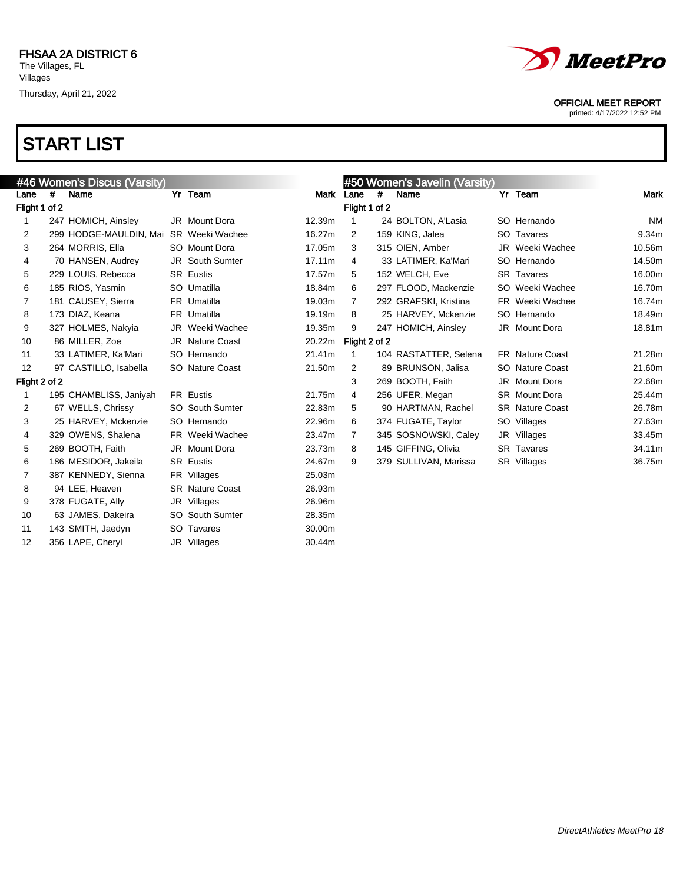FHSAA 2A DISTRICT 6
The Villages, FL
Villages
Thursday, April 21, 2022

OFFICIAL MEET REPORT
printed: 4/17/2022 12:52 PM

# START LIST

## #46 Women's Discus (Varsity)

| Lane | # | Name | Yr | Team | Mark |
|---|---|---|---|---|---|
| **Flight 1 of 2** | | | | | |
| 1 | 247 | HOMICH, Ainsley | JR | Mount Dora | 12.39m |
| 2 | 299 | HODGE-MAULDIN, Mai | SR | Weeki Wachee | 16.27m |
| 3 | 264 | MORRIS, Ella | SO | Mount Dora | 17.05m |
| 4 | 70 | HANSEN, Audrey | JR | South Sumter | 17.11m |
| 5 | 229 | LOUIS, Rebecca | SR | Eustis | 17.57m |
| 6 | 185 | RIOS, Yasmin | SO | Umatilla | 18.84m |
| 7 | 181 | CAUSEY, Sierra | FR | Umatilla | 19.03m |
| 8 | 173 | DIAZ, Keana | FR | Umatilla | 19.19m |
| 9 | 327 | HOLMES, Nakyia | JR | Weeki Wachee | 19.35m |
| 10 | 86 | MILLER, Zoe | JR | Nature Coast | 20.22m |
| 11 | 33 | LATIMER, Ka'Mari | SO | Hernando | 21.41m |
| 12 | 97 | CASTILLO, Isabella | SO | Nature Coast | 21.50m |
| **Flight 2 of 2** | | | | | |
| 1 | 195 | CHAMBLISS, Janiyah | FR | Eustis | 21.75m |
| 2 | 67 | WELLS, Chrissy | SO | South Sumter | 22.83m |
| 3 | 25 | HARVEY, Mckenzie | SO | Hernando | 22.96m |
| 4 | 329 | OWENS, Shalena | FR | Weeki Wachee | 23.47m |
| 5 | 269 | BOOTH, Faith | JR | Mount Dora | 23.73m |
| 6 | 186 | MESIDOR, Jakeila | SR | Eustis | 24.67m |
| 7 | 387 | KENNEDY, Sienna | FR | Villages | 25.03m |
| 8 | 94 | LEE, Heaven | SR | Nature Coast | 26.93m |
| 9 | 378 | FUGATE, Ally | JR | Villages | 26.96m |
| 10 | 63 | JAMES, Dakeira | SO | South Sumter | 28.35m |
| 11 | 143 | SMITH, Jaedyn | SO | Tavares | 30.00m |
| 12 | 356 | LAPE, Cheryl | JR | Villages | 30.44m |

## #50 Women's Javelin (Varsity)

| Lane | # | Name | Yr | Team | Mark |
|---|---|---|---|---|---|
| **Flight 1 of 2** | | | | | |
| 1 | 24 | BOLTON, A'Lasia | SO | Hernando | NM |
| 2 | 159 | KING, Jalea | SO | Tavares | 9.34m |
| 3 | 315 | OIEN, Amber | JR | Weeki Wachee | 10.56m |
| 4 | 33 | LATIMER, Ka'Mari | SO | Hernando | 14.50m |
| 5 | 152 | WELCH, Eve | SR | Tavares | 16.00m |
| 6 | 297 | FLOOD, Mackenzie | SO | Weeki Wachee | 16.70m |
| 7 | 292 | GRAFSKI, Kristina | FR | Weeki Wachee | 16.74m |
| 8 | 25 | HARVEY, Mckenzie | SO | Hernando | 18.49m |
| 9 | 247 | HOMICH, Ainsley | JR | Mount Dora | 18.81m |
| **Flight 2 of 2** | | | | | |
| 1 | 104 | RASTATTER, Selena | FR | Nature Coast | 21.28m |
| 2 | 89 | BRUNSON, Jalisa | SO | Nature Coast | 21.60m |
| 3 | 269 | BOOTH, Faith | JR | Mount Dora | 22.68m |
| 4 | 256 | UFER, Megan | SR | Mount Dora | 25.44m |
| 5 | 90 | HARTMAN, Rachel | SR | Nature Coast | 26.78m |
| 6 | 374 | FUGATE, Taylor | SO | Villages | 27.63m |
| 7 | 345 | SOSNOWSKI, Caley | JR | Villages | 33.45m |
| 8 | 145 | GIFFING, Olivia | SR | Tavares | 34.11m |
| 9 | 379 | SULLIVAN, Marissa | SR | Villages | 36.75m |